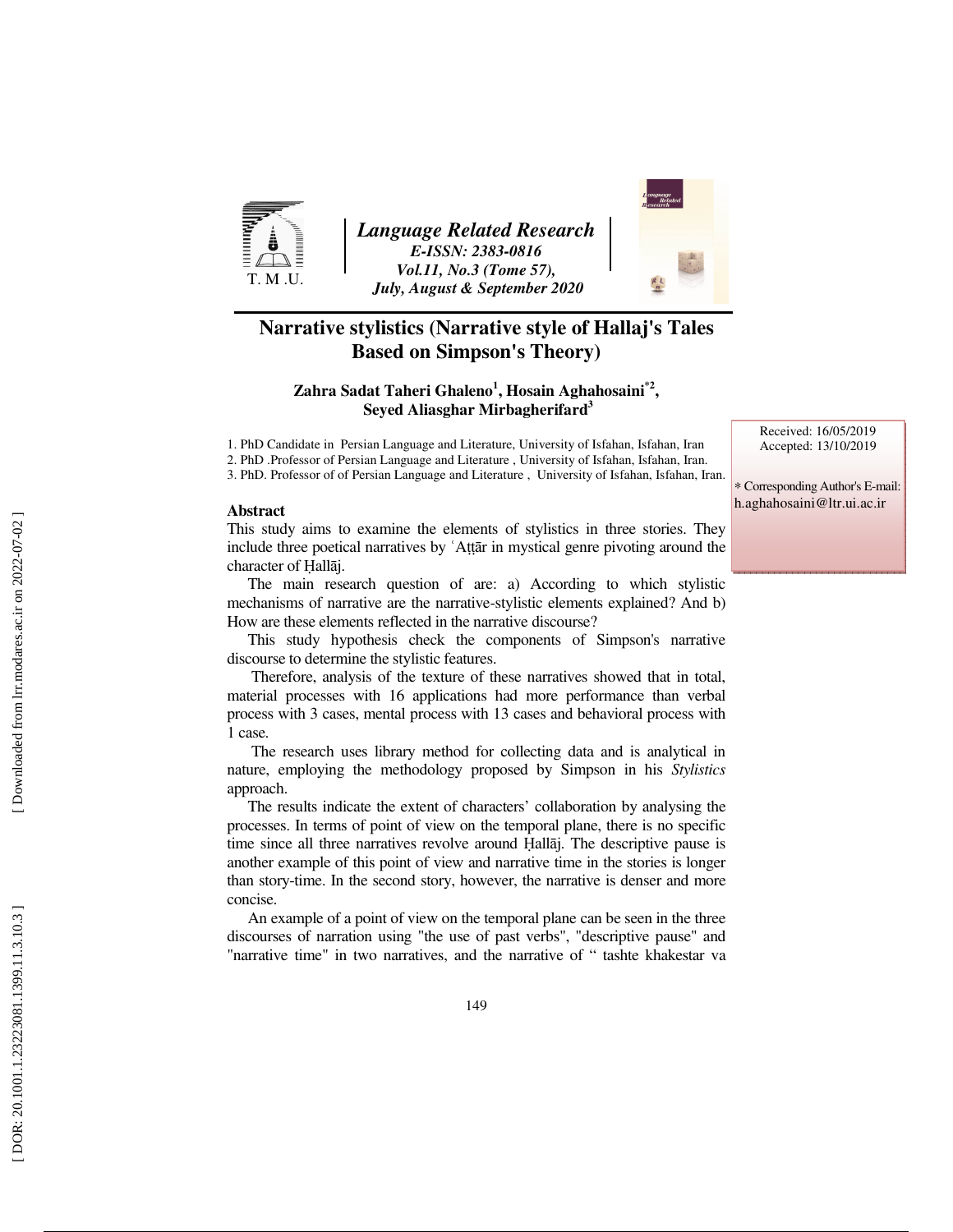# Narrative stylistics (Narrative style of Hallaj's Tales Based on Simpson's Theory)

**Zahra Sadat Taheri Ghaleno[1], Hosain Aghahosaini[*2], Seyed Aliasghar Mirbagherifard[3]**

1. PhD Candidate in Persian Language and Literature, University of Isfahan, Isfahan, Iran
2. PhD .Professor of Persian Language and Literature , University of Isfahan, Isfahan, Iran.
3. PhD. Professor of of Persian Language and Literature , University of Isfahan, Isfahan, Iran.

Received: 16/05/2019
Accepted: 13/10/2019

* Corresponding Author's E-mail: h.aghahosaini@ltr.ui.ac.ir

### Abstract

This study aims to examine the elements of stylistics in three stories. They include three poetical narratives by ʿAṭṭār in mystical genre pivoting around the character of Ḥallāj.

The main research question of are: a) According to which stylistic mechanisms of narrative are the narrative-stylistic elements explained? And b) How are these elements reflected in the narrative discourse?

This study hypothesis check the components of Simpson's narrative discourse to determine the stylistic features.

Therefore, analysis of the texture of these narratives showed that in total, material processes with 16 applications had more performance than verbal process with 3 cases, mental process with 13 cases and behavioral process with 1 case.

The research uses library method for collecting data and is analytical in nature, employing the methodology proposed by Simpson in his *Stylistics* approach.

The results indicate the extent of characters' collaboration by analysing the processes. In terms of point of view on the temporal plane, there is no specific time since all three narratives revolve around Ḥallāj. The descriptive pause is another example of this point of view and narrative time in the stories is longer than story-time. In the second story, however, the narrative is denser and more concise.

An example of a point of view on the temporal plane can be seen in the three discourses of narration using "the use of past verbs", "descriptive pause" and "narrative time" in two narratives, and the narrative of " tashte khakestar va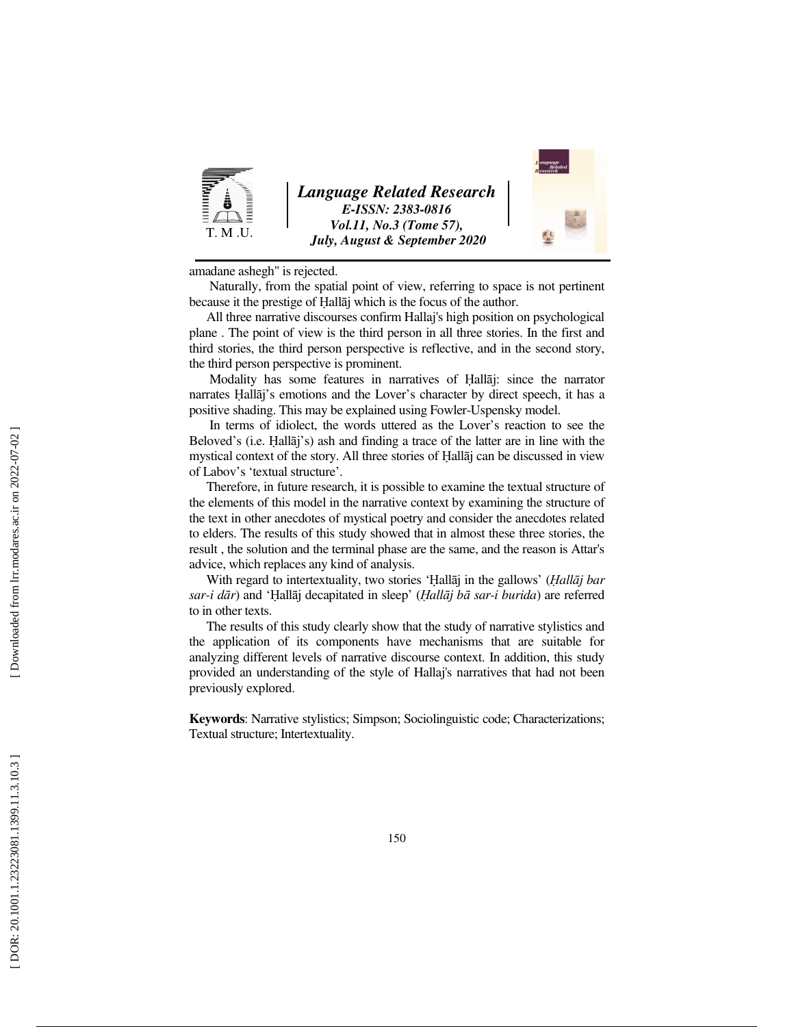amadane ashegh" is rejected.

Naturally, from the spatial point of view, referring to space is not pertinent because it the prestige of Ḥallāj which is the focus of the author.

All three narrative discourses confirm Hallaj's high position on psychological plane . The point of view is the third person in all three stories. In the first and third stories, the third person perspective is reflective, and in the second story, the third person perspective is prominent.

Modality has some features in narratives of Ḥallāj: since the narrator narrates Ḥallāj's emotions and the Lover's character by direct speech, it has a positive shading. This may be explained using Fowler-Uspensky model.

In terms of idiolect, the words uttered as the Lover's reaction to see the Beloved's (i.e. Ḥallāj's) ash and finding a trace of the latter are in line with the mystical context of the story. All three stories of Ḥallāj can be discussed in view of Labov's 'textual structure'.

Therefore, in future research, it is possible to examine the textual structure of the elements of this model in the narrative context by examining the structure of the text in other anecdotes of mystical poetry and consider the anecdotes related to elders. The results of this study showed that in almost these three stories, the result , the solution and the terminal phase are the same, and the reason is Attar's advice, which replaces any kind of analysis.

With regard to intertextuality, two stories 'Ḥallāj in the gallows' (*Ḥallāj bar sar-i dār*) and 'Ḥallāj decapitated in sleep' (*Ḥallāj bā sar-i burida*) are referred to in other texts.

The results of this study clearly show that the study of narrative stylistics and the application of its components have mechanisms that are suitable for analyzing different levels of narrative discourse context. In addition, this study provided an understanding of the style of Hallaj's narratives that had not been previously explored.

**Keywords**: Narrative stylistics; Simpson; Sociolinguistic code; Characterizations; Textual structure; Intertextuality.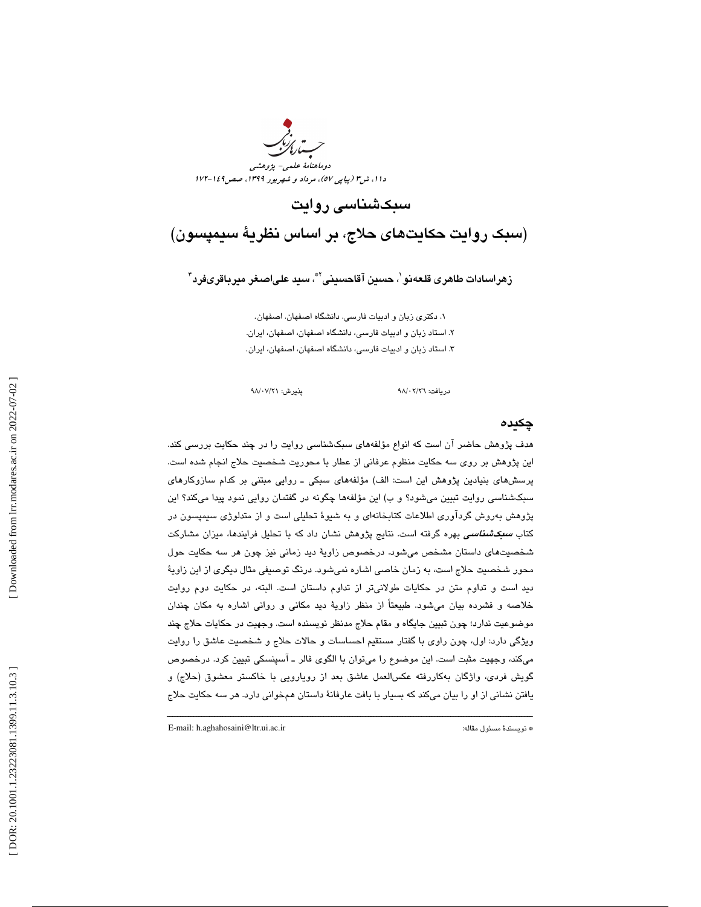# سبک‌شناسی روایت

## (سبک روایت حکایت‌های حلاج، بر اساس نظریهٔ سیمپسون)

**زهراسادات طاهری قلعه‌نو[1]، حسین آقاحسینی[2]*، سید علی‌اصغر میرباقری‌فرد[3]**

۱. دکتری زبان و ادبیات فارسی. دانشگاه اصفهان. اصفهان.
۲. استاد زبان و ادبیات فارسی، دانشگاه اصفهان، اصفهان، ایران.
۳. استاد زبان و ادبیات فارسی، دانشگاه اصفهان، اصفهان، ایران.

دریافت: ۹۸/۰۲/۲۶ پذیرش: ۹۸/۰۷/۲۱

## چکیده

هدف پژوهش حاضر آن است که انواع مؤلفه‌های سبک‌شناسی روایت را در چند حکایت بررسی کند. این پژوهش بر روی سه حکایت منظوم عرفانی از عطار با محوریت شخصیت حلاج انجام شده است. پرسش‌های بنیادین پژوهش این است: الف) مؤلفه‌های سبکی ـ روایی مبتنی بر کدام سازوکارهای سبک‌شناسی روایت تبیین می‌شود؟ و ب) این مؤلفه‌ها چگونه در گفتمان روایی نمود پیدا می‌کند؟ این پژوهش به‌روش گردآوری اطلاعات کتابخانه‌ای و به شیوهٔ تحلیلی است و از متدلوژی سیمپسون در کتاب ***سبک‌شناسی*** بهره گرفته است. نتایج پژوهش نشان داد که با تحلیل فرایندها، میزان مشارکت شخصیت‌های داستان مشخص می‌شود. درخصوص زاویهٔ دید زمانی نیز چون هر سه حکایت حول محور شخصیت حلاج است، به زمان خاصی اشاره نمی‌شود. درنگ توصیفی مثال دیگری از این زاویهٔ دید است و تداوم متن در حکایات طولانی‌تر از تداوم داستان است. البته، در حکایت دوم روایت خلاصه و فشرده بیان می‌شود. طبیعتاً از منظر زاویهٔ دید مکانی و روانی اشاره به مکان چندان موضوعیت ندارد؛ چون تبیین جایگاه و مقام حلاج مدنظر نویسنده است. وجهیت در حکایات حلاج چند ویژگی دارد: اول، چون راوی با گفتار مستقیم احساسات و حالات حلاج و شخصیت عاشق را روایت می‌کند، وجهیت مثبت است. این موضوع را می‌توان با الگوی فالر ـ آسپنسکی تبیین کرد. درخصوص گویش فردی، واژگان به‌کاررفته عکس‌العمل عاشق بعد از رویارویی با خاکستر معشوق (حلاج) و یافتن نشانی از او را بیان می‌کند که بسیار با بافت عارفانهٔ داستان همخوانی دارد. هر سه حکایت حلاج

---

* نویسندهٔ مسئول مقاله: E-mail: h.aghahosaini@ltr.ui.ac.ir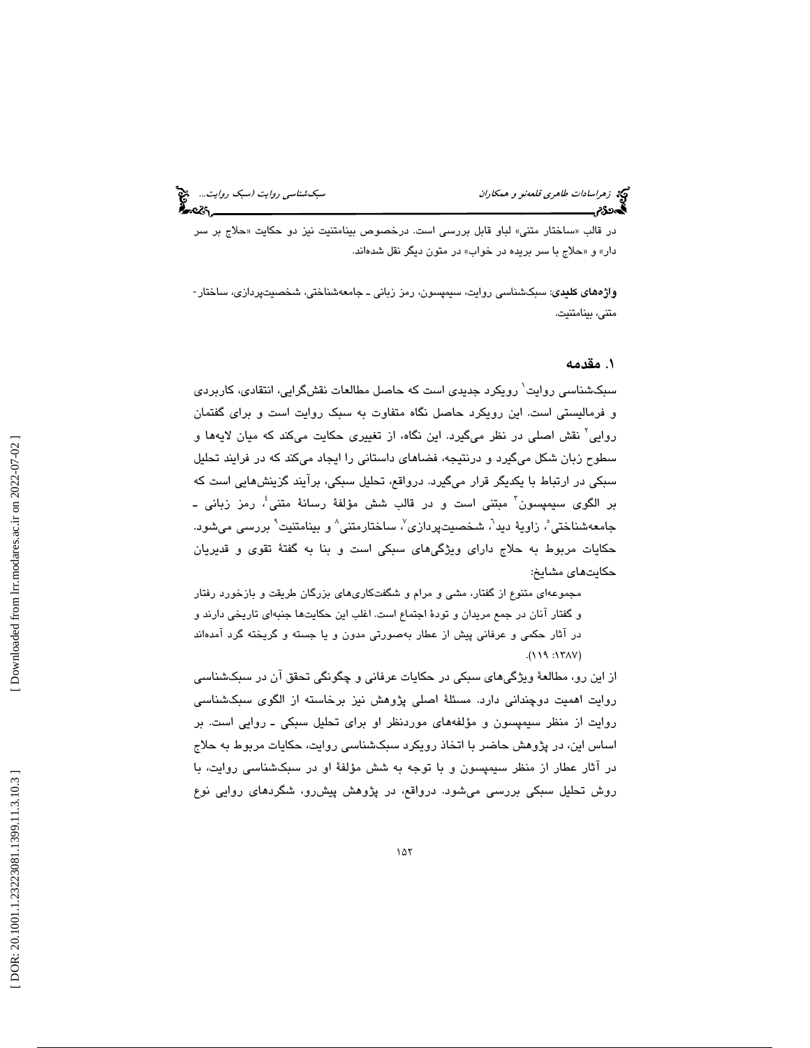در قالب «ساختار متنی» لباو قابل بررسی است. درخصوص بینامتنیت نیز دو حکایت «حلاج بر سر دار» و «حلاج با سر بریده در خواب» در متون دیگر نقل شده‌اند.

**واژه‌های کلیدی**: سبک‌شناسی روایت، سیمپسون، رمز زبانی ـ جامعه‌شناختی، شخصیت‌پردازی، ساختار- متنی، بینامتنیت.

## ۱. مقدمه

سبک‌شناسی روایت[۱] رویکرد جدیدی است که حاصل مطالعات نقش‌گرایی، انتقادی، کاربردی و فرمالیستی است. این رویکرد حاصل نگاه متفاوت به سبک روایت است و برای گفتمان روایی[۲] نقش اصلی در نظر می‌گیرد. این نگاه، از تغییری حکایت می‌کند که میان لایه‌ها و سطوح زبان شکل می‌گیرد و درنتیجه، فضاهای داستانی را ایجاد می‌کند که در فرایند تحلیل سبکی در ارتباط با یکدیگر قرار می‌گیرد. درواقع، تحلیل سبکی، برآیند گزینش‌هایی است که بر الگوی سیمپسون[۳] مبتنی است و در قالب شش مؤلفهٔ رسانهٔ متنی[۴]، رمز زبانی ـ جامعه‌شناختی[۵]، زاویهٔ دید[۶]، شخصیت‌پردازی[۷]، ساختارمتنی[۸] و بینامتنیت[۹] بررسی می‌شود. حکایات مربوط به حلاج دارای ویژگی‌های سبکی است و بنا به گفتهٔ تقوی و قدیریان حکایت‌های مشایخ:

> مجموعه‌ای متنوع از گفتار، مشی و مرام و شگفت‌کاری‌های بزرگان طریقت و بازخورد رفتار و گفتار آنان در جمع مریدان و تودهٔ اجتماع است. اغلب این حکایت‌ها جنبه‌ای تاریخی دارند و در آثار حکمی و عرفانی پیش از عطار به‌صورتی مدون و یا جسته و گریخته گرد آمده‌اند (۱۳۸۷: ۱۱۹).

از این رو، مطالعهٔ ویژگی‌های سبکی در حکایات عرفانی و چگونگی تحقق آن در سبک‌شناسی روایت اهمیت دوچندانی دارد. مسئلهٔ اصلی پژوهش نیز برخاسته از الگوی سبک‌شناسی روایت از منظر سیمپسون و مؤلفه‌های موردنظر او برای تحلیل سبکی ـ روایی است. بر اساس این، در پژوهش حاضر با اتخاذ رویکرد سبک‌شناسی روایت، حکایات مربوط به حلاج در آثار عطار از منظر سیمپسون و با توجه به شش مؤلفهٔ او در سبک‌شناسی روایت، با روش تحلیل سبکی بررسی می‌شود. درواقع، در پژوهش پیش‌رو، شگردهای روایی نوع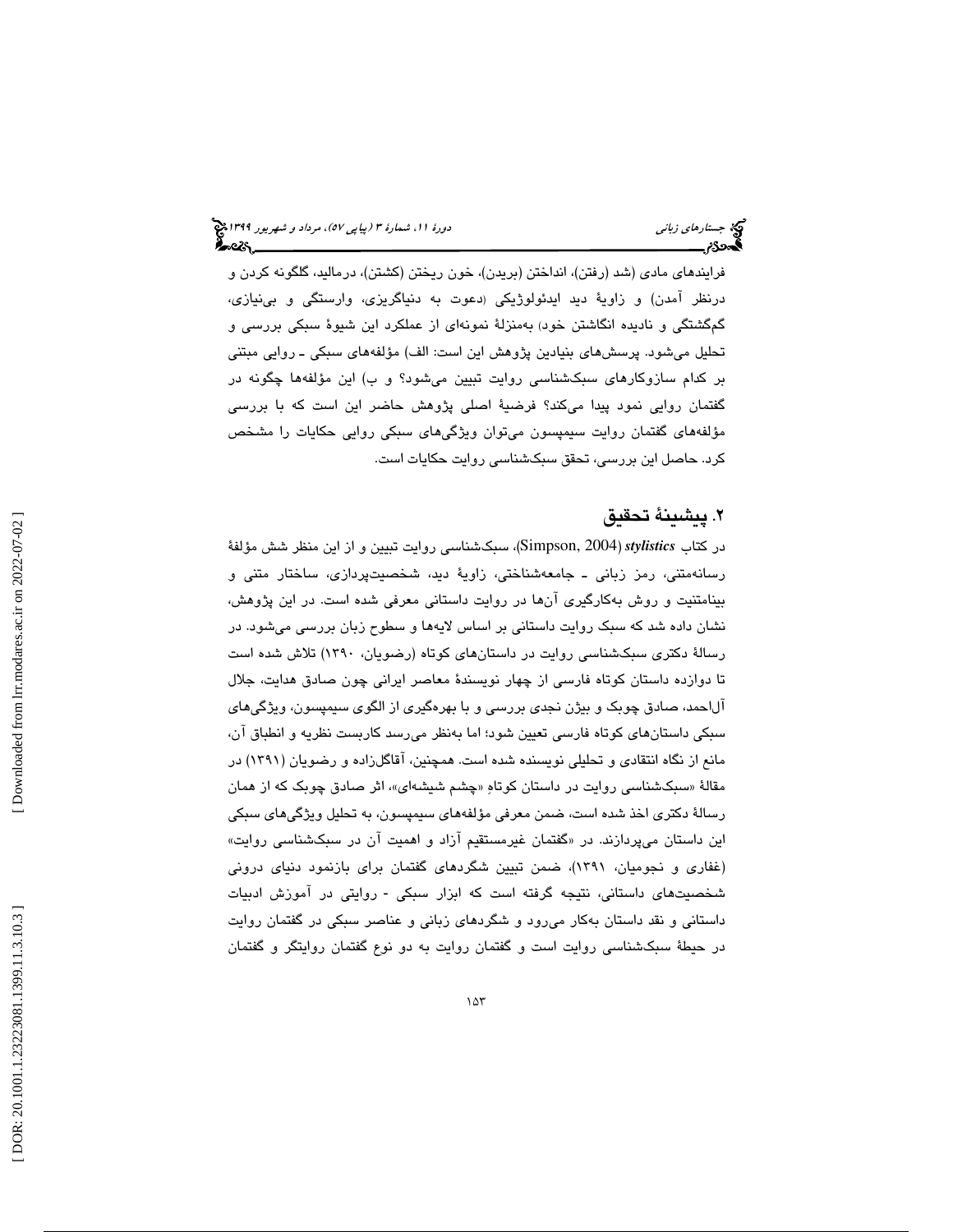فرایندهای مادی (شد (رفتن)، انداختن (بریدن)، خون ریختن (کشتن)، درمالید، گلگونه کردن و درنظر آمدن) و زاویهٔ دید ایدئولوژیکی (دعوت به دنیاگریزی، وارستگی و بی‌نیازی، گم‌گشتگی و نادیده انگاشتن خود) به‌منزلهٔ نمونه‌ای از عملکرد این شیوهٔ سبکی بررسی و تحلیل می‌شود. پرسش‌های بنیادین پژوهش این است: الف) مؤلفه‌های سبکی ـ روایی مبتنی بر کدام سازوکارهای سبک‌شناسی روایت تبیین می‌شود؟ و ب) این مؤلفه‌ها چگونه در گفتمان روایی نمود پیدا می‌کند؟ فرضیهٔ اصلی پژوهش حاضر این است که با بررسی مؤلفه‌های گفتمان روایت سیمپسون می‌توان ویژگی‌های سبکی روایی حکایات را مشخص کرد. حاصل این بررسی، تحقق سبک‌شناسی روایت حکایات است.

## ۲. پیشینهٔ تحقیق

در کتاب ***stylistics*** (Simpson, 2004)، سبک‌شناسی روایت تبیین و از این منظر شش مؤلفهٔ رسانه‌متنی، رمز زبانی ـ جامعه‌شناختی، زاویهٔ دید، شخصیت‌پردازی، ساختار متنی و بینامتنیت و روش به‌کارگیری آن‌ها در روایت داستانی معرفی شده است. در این پژوهش، نشان داده شد که سبک روایت داستانی بر اساس لایه‌ها و سطوح زبان بررسی می‌شود. در رسالهٔ دکتری سبک‌شناسی روایت در داستان‌های کوتاه (رضویان، ۱۳۹۰) تلاش شده است تا دوازده داستان کوتاه فارسی از چهار نویسندهٔ معاصر ایرانی چون صادق هدایت، جلال آل‌احمد، صادق چوبک و بیژن نجدی بررسی و با بهره‌گیری از الگوی سیمپسون، ویژگی‌های سبکی داستان‌های کوتاه فارسی تعیین شود؛ اما به‌نظر می‌رسد کاربست نظریه و انطباق آن، مانع از نگاه انتقادی و تحلیلی نویسنده شده است. همچنین، آقاگل‌زاده و رضویان (۱۳۹۱) در مقالهٔ «سبک‌شناسی روایت در داستان کوتاهِ «چشم شیشه‌ای»، اثر صادق چوبک که از همان رسالهٔ دکتری اخذ شده است، ضمن معرفی مؤلفه‌های سیمپسون، به تحلیل ویژگی‌های سبکی این داستان می‌پردازند. در «گفتمان غیرمستقیم آزاد و اهمیت آن در سبک‌شناسی روایت» (غفاری و نجومیان، ۱۳۹۱)، ضمن تبیین شگردهای گفتمان برای بازنمود دنیای درونی شخصیت‌های داستانی، نتیجه گرفته است که ابزار سبکی - روایتی در آموزش ادبیات داستانی و نقد داستان به‌کار می‌رود و شگردهای زبانی و عناصر سبکی در گفتمان روایت در حیطهٔ سبک‌شناسی روایت است و گفتمان روایت به دو نوع گفتمان روایتگر و گفتمان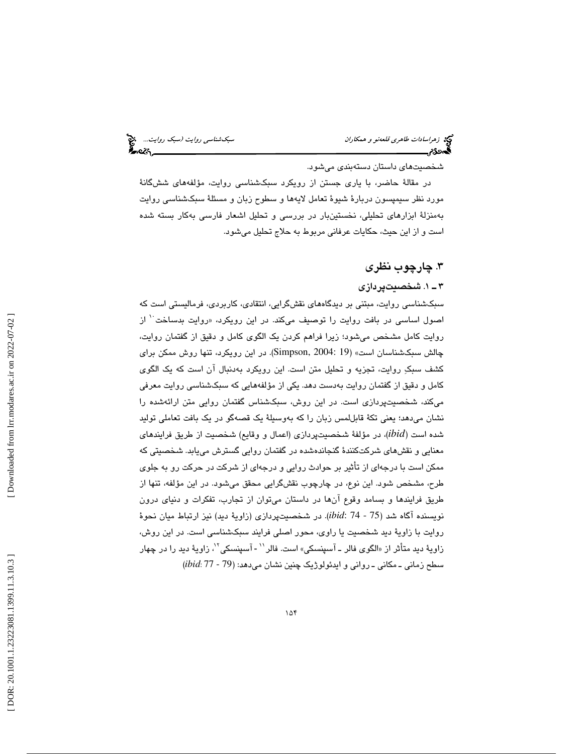شخصیت‌های داستان دسته‌بندی می‌شود.

در مقالهٔ حاضر، با یاری جستن از رویکرد سبک‌شناسی روایت، مؤلفه‌های شش‌گانهٔ مورد نظر سیمپسون دربارهٔ شیوهٔ تعامل لایه‌ها و سطوح زبان و مسئلهٔ سبک‌شناسی روایت به‌منزلهٔ ابزارهای تحلیلی، نخستین‌بار در بررسی و تحلیل اشعار فارسی به‌کار بسته شده است و از این حیث، حکایات عرفانی مربوط به حلاج تحلیل می‌شود.

## ۳. چارچوب نظری

### ۳ ـ ۱. شخصیت‌پردازی

سبک‌شناسی روایت، مبتنی بر دیدگاه‌های نقش‌گرایی، انتقادی، کاربردی، فرمالیستی است که اصول اساسی در بافت روایت را توصیف می‌کند. در این رویکرد، «روایت بدساخت[10] از روایت کامل مشخص می‌شود؛ زیرا فراهم کردن یک الگوی کامل و دقیق از گفتمان روایت، چالش سبک‌شناسان است» (Simpson, 2004: 19). در این رویکرد، تنها روش ممکن برای کشف سبکِ روایت، تجزیه و تحلیل متن است. این رویکرد به‌دنبال آن است که یک الگوی کامل و دقیق از گفتمان روایت به‌دست دهد. یکی از مؤلفه‌هایی که سبک‌شناسی روایت معرفی می‌کند، شخصیت‌پردازی است. در این روش، سبک‌شناس گفتمان روایی متن ارائه‌شده را نشان می‌دهد؛ یعنی تکهٔ قابل‌لمس زبان را که به‌وسیلهٔ یک قصه‌گو در یک بافت تعاملی تولید شده است (*ibid*)، در مؤلفهٔ شخصیت‌پردازی (اعمال و وقایع) شخصیت از طریق فرایندهای معنایی و نقش‌های شرکت‌کنندهٔ گنجانده‌شده در گفتمان روایی گسترش می‌یابد. شخصیتی که ممکن است با درجه‌ای از تأثیر بر حوادث روایی و درجه‌ای از شرکت در حرکت رو به جلوی طرح، مشخص شود. این نوع، در چارچوب نقش‌گرایی محقق می‌شود. در این مؤلفه، تنها از طریق فرایندها و بسامد وقوع آن‌ها در داستان می‌توان از تجارب، تفکرات و دنیای درون نویسنده آگاه شد (*ibid*: 74 - 75). در شخصیت‌پردازی (زاویهٔ دید) نیز ارتباط میان نحوهٔ روایت با زاویهٔ دید شخصیت یا راوی، محور اصلی فرایند سبک‌شناسی است. در این روش، زاویهٔ دید متأثر از «الگوی فالر ـ آسپنسکی» است. فالر[11] ـ آسپنسکی[12]، زاویهٔ دید را در چهار سطح زمانی ـ مکانی ـ روانی و ایدئولوژیک چنین نشان می‌دهد: (*ibid*: 77 - 79)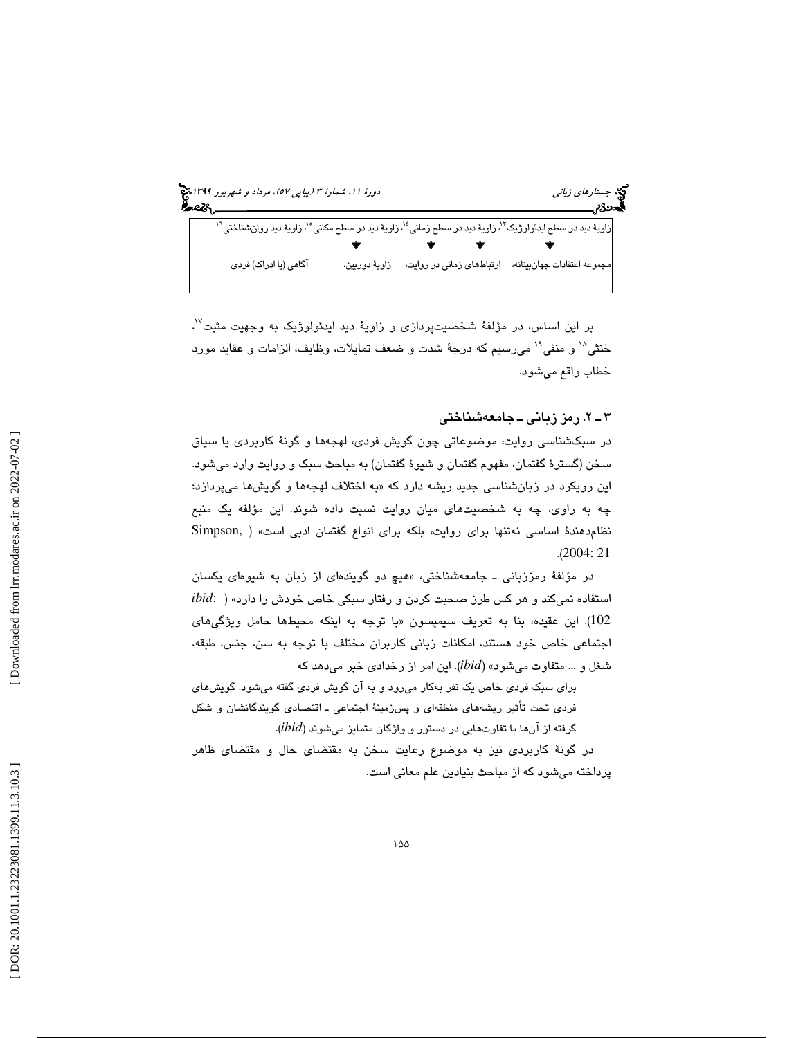| زاویهٔ دید در سطح ایدئولوژیک[13]، | زاویهٔ دید در سطح زمانی[14]، | زاویهٔ دید در سطح مکانی[15]، | زاویهٔ دید روان‌شناختی[16] |
|---|---|---|---|
| ↓ | ↓ | ↓ | ↓ |
| مجموعه اعتقادات جهان‌بینانه، | ارتباط‌های زمانی در روایت، | زاویهٔ دوربین، | آگاهی (یا ادراک) فردی |

بر این اساس، در مؤلفهٔ شخصیت‌پردازی و زاویهٔ دید ایدئولوژیک به وجهیت مثبت[17]، خنثی[18] و منفی[19] می‌رسیم که درجهٔ شدت و ضعف تمایلات، وظایف، الزامات و عقاید مورد خطاب واقع می‌شود.

## ۳ ـ ۲. رمز زبانی ـ جامعه‌شناختی

در سبک‌شناسی روایت، موضوعاتی چون گویش فردی، لهجه‌ها و گونهٔ کاربردی یا سیاق سخن (گسترهٔ گفتمان، مفهوم گفتمان و شیوهٔ گفتمان) به مباحث سبک و روایت وارد می‌شود. این رویکرد در زبان‌شناسی جدید ریشه دارد که «به اختلاف لهجه‌ها و گویش‌ها می‌پردازد؛ چه به راوی، چه به شخصیت‌های میان روایت نسبت داده شوند. این مؤلفه یک منبع نظام‌دهندهٔ اساسی نه‌تنها برای روایت، بلکه برای انواع گفتمان ادبی است» (Simpson, 2004: 21).

در مؤلفهٔ رمززبانی ـ جامعه‌شناختی، «هیچ دو گوینده‌ای از زبان به شیوه‌ای یکسان استفاده نمی‌کند و هر کس طرز صحبت کردن و رفتار سبکی خاص خودش را دارد» (*ibid*: 102). این عقیده، بنا به تعریف سیمپسون «با توجه به اینکه محیط‌ها حامل ویژگی‌های اجتماعی خاص خود هستند، امکانات زبانی کاربران مختلف با توجه به سن، جنس، طبقه، شغل و ... متفاوت می‌شود» (*ibid*). این امر از رخدادی خبر می‌دهد که

> برای سبک فردی خاص یک نفر به‌کار می‌رود و به آن گویش فردی گفته می‌شود. گویش‌های فردی تحت تأثیر ریشه‌های منطقه‌ای و پس‌زمینهٔ اجتماعی ـ اقتصادی گویندگانشان و شکل گرفته از آن‌ها با تفاوت‌هایی در دستور و واژگان متمایز می‌شوند (*ibid*).

در گونهٔ کاربردی نیز به موضوع رعایت سخن به مقتضای حال و مقتضای ظاهر پرداخته می‌شود که از مباحث بنیادین علم معانی است.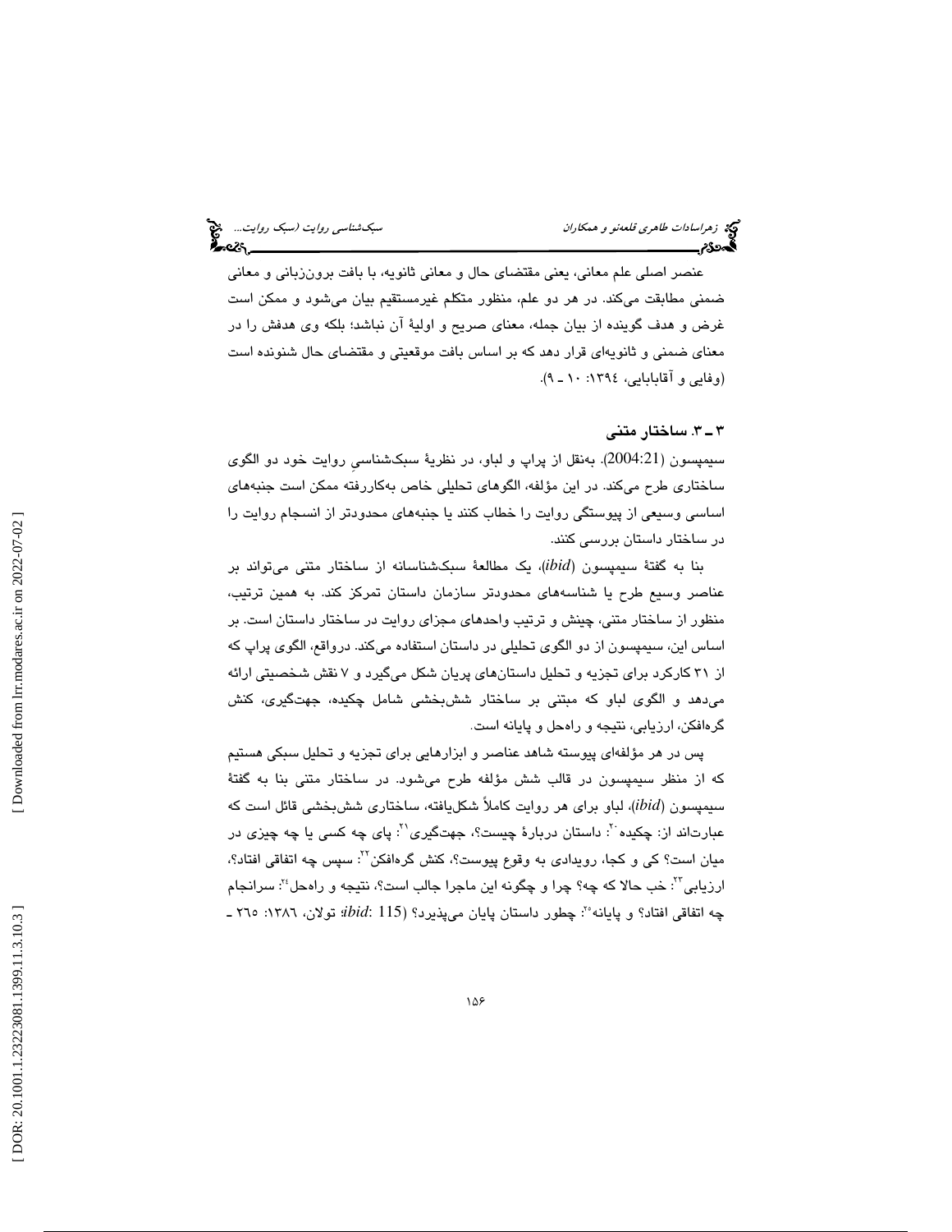عنصر اصلی علم معانی، یعنی مقتضای حال و معانی ثانویه، با بافت برون‌زبانی و معانی ضمنی مطابقت می‌کند. در هر دو علم، منظور متکلم غیرمستقیم بیان می‌شود و ممکن است غرض و هدف گوینده از بیان جمله، معنای صریح و اولیهٔ آن نباشد؛ بلکه وی هدفش را در معنای ضمنی و ثانویه‌ای قرار دهد که بر اساس بافت موقعیتی و مقتضای حال شنونده است (وفایی و آقابابایی، ۱۳۹۴: ۱۰ ـ ۹).

### ۳ ـ ۳. ساختار متنی

سیمپسون (2004:21). به‌نقل از پراپ و لباو، در نظریهٔ سبک‌شناسی روایت خود دو الگوی ساختاری طرح می‌کند. در این مؤلفه، الگوهای تحلیلی خاص به‌کاررفته ممکن است جنبه‌های اساسی وسیعی از پیوستگی روایت را خطاب کنند یا جنبه‌های محدودتر از انسجام روایت را در ساختار داستان بررسی کنند.

بنا به گفتهٔ سیمپسون (*ibid*)، یک مطالعهٔ سبک‌شناسانه از ساختار متنی می‌تواند بر عناصر وسیع طرح یا شناسه‌های محدودتر سازمان داستان تمرکز کند. به همین ترتیب، منظور از ساختار متنی، چینش و ترتیب واحدهای مجزای روایت در ساختار داستان است. بر اساس این، سیمپسون از دو الگوی تحلیلی در داستان استفاده می‌کند. درواقع، الگوی پراپ که از ۳۱ کارکرد برای تجزیه و تحلیل داستان‌های پریان شکل می‌گیرد و ۷ نقش شخصیتی ارائه می‌دهد و الگوی لباو که مبتنی بر ساختار شش‌بخشی شامل چکیده، جهت‌گیری، کنش گره‌افکن، ارزیابی، نتیجه و راه‌حل و پایانه است.

پس در هر مؤلفه‌ای پیوسته شاهد عناصر و ابزارهایی برای تجزیه و تحلیل سبکی هستیم که از منظر سیمپسون در قالب شش مؤلفه طرح می‌شود. در ساختار متنی بنا به گفتهٔ سیمپسون (*ibid*)، لباو برای هر روایت کاملاً شکل‌یافته، ساختاری شش‌بخشی قائل است که عبارت‌اند از: چکیده[20]: داستان دربارهٔ چیست؟، جهت‌گیری[21]: پای چه کسی یا چه چیزی در میان است؟ کی و کجا، رویدادی به وقوع پیوست؟، کنش گره‌افکن[22]: سپس چه اتفاقی افتاد؟، ارزیابی[23]: خب حالا که چه؟ چرا و چگونه این ماجرا جالب است؟، نتیجه و راه‌حل[24]: سرانجام چه اتفاقی افتاد؟ و پایانه[25]: چطور داستان پایان می‌پذیرد؟ (*ibid*: 115؛ تولان، ۱۳۸۶: ۲۶۵ ـ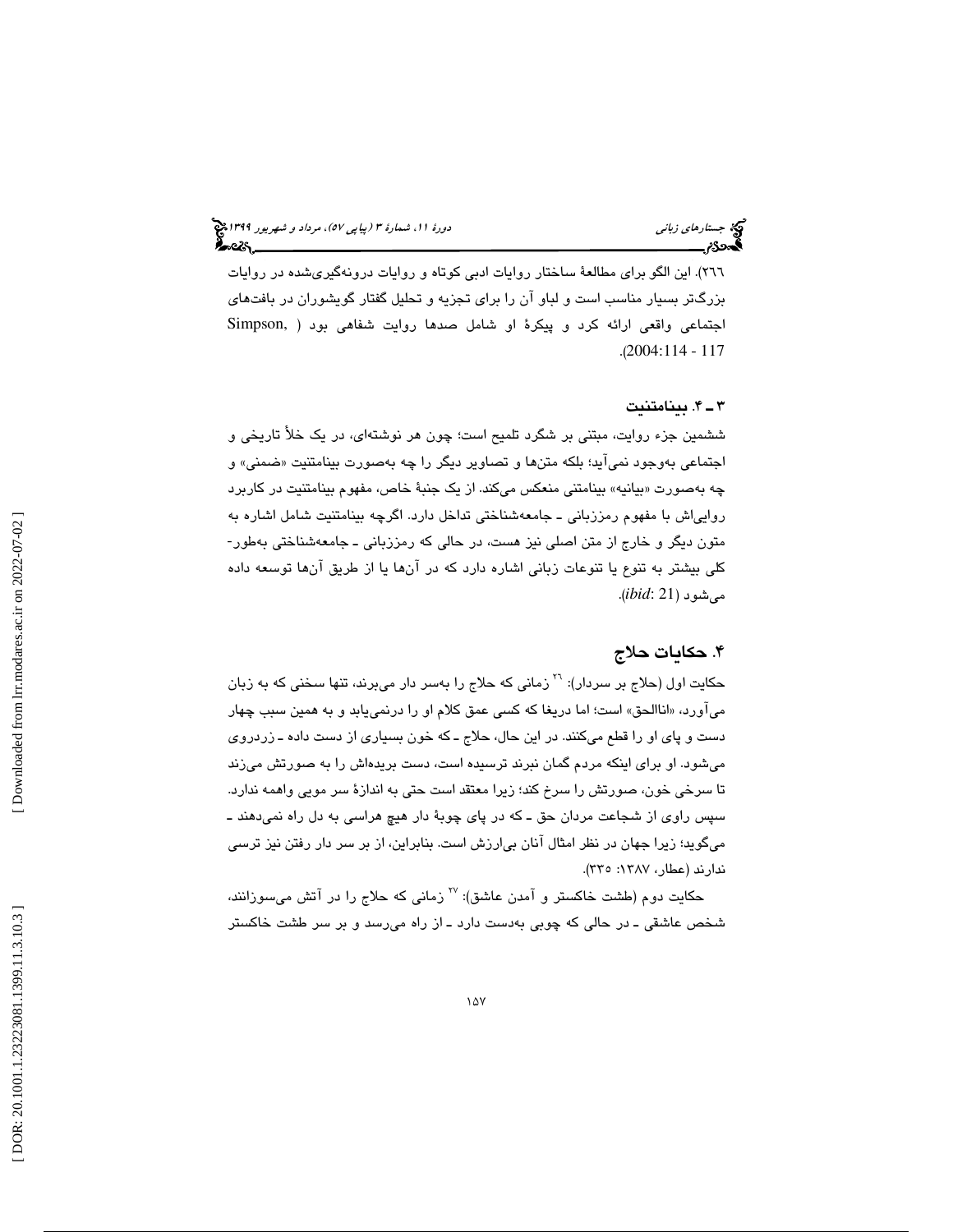٢٦٦). این الگو برای مطالعهٔ ساختار روایات ادبی کوتاه و روایات درونه‌گیری‌شده در روایات بزرگ‌تر بسیار مناسب است و لباو آن را برای تجزیه و تحلیل گفتار گویشوران در بافت‌های اجتماعی واقعی ارائه کرد و پیکرهٔ او شامل صدها روایت شفاهی بود (Simpson, 2004:114 - 117).

### ٣ ـ ۴. بینامتنیت

ششمین جزء روایت، مبتنی بر شگرد تلمیح است؛ چون هر نوشته‌ای، در یک خلأ تاریخی و اجتماعی به‌وجود نمی‌آید؛ بلکه متن‌ها و تصاویر دیگر را چه به‌صورت بینامتنیت «ضمنی» و چه به‌صورت «بیانیه» بینامتنی منعکس می‌کند. از یک جنبهٔ خاص، مفهوم بینامتنیت در کاربرد روایی‌اش با مفهوم رمززبانی ـ جامعه‌شناختی تداخل دارد. اگرچه بینامتنیت شامل اشاره به متون دیگر و خارج از متن اصلی نیز هست، در حالی که رمززبانی ـ جامعه‌شناختی به‌طور- کلی بیشتر به تنوع یا تنوعات زبانی اشاره دارد که در آن‌ها یا از طریق آن‌ها توسعه داده می‌شود (*ibid*: 21).

## ۴. حکایات حلاج

حکایت اول (حلاج بر سردار): [٢٦] زمانی که حلاج را به‌سر دار می‌برند، تنها سخنی که به زبان می‌آورد، «اناالحق» است؛ اما دریغا که کسی عمق کلام او را درنمی‌یابد و به همین سبب چهار دست و پای او را قطع می‌کنند. در این حال، حلاج ـ که خون بسیاری از دست داده ـ زردروی می‌شود. او برای اینکه مردم گمان نبرند ترسیده است، دست بریده‌اش را به صورتش می‌زند تا سرخی خون، صورتش را سرخ کند؛ زیرا معتقد است حتی به اندازهٔ سر مویی واهمه ندارد. سپس راوی از شجاعت مردان حق ـ که در پای چوبهٔ دار هیچ هراسی به دل راه نمی‌دهند ـ می‌گوید؛ زیرا جهان در نظر امثال آنان بی‌ارزش است. بنابراین، از بر سر دار رفتن نیز ترسی ندارند (عطار، ١٣٨٧: ٣٣٥).

حکایت دوم (طشت خاکستر و آمدن عاشق): [٢٧] زمانی که حلاج را در آتش می‌سوزانند، شخص عاشقی ـ در حالی که چوبی به‌دست دارد ـ از راه می‌رسد و بر سر طشت خاکستر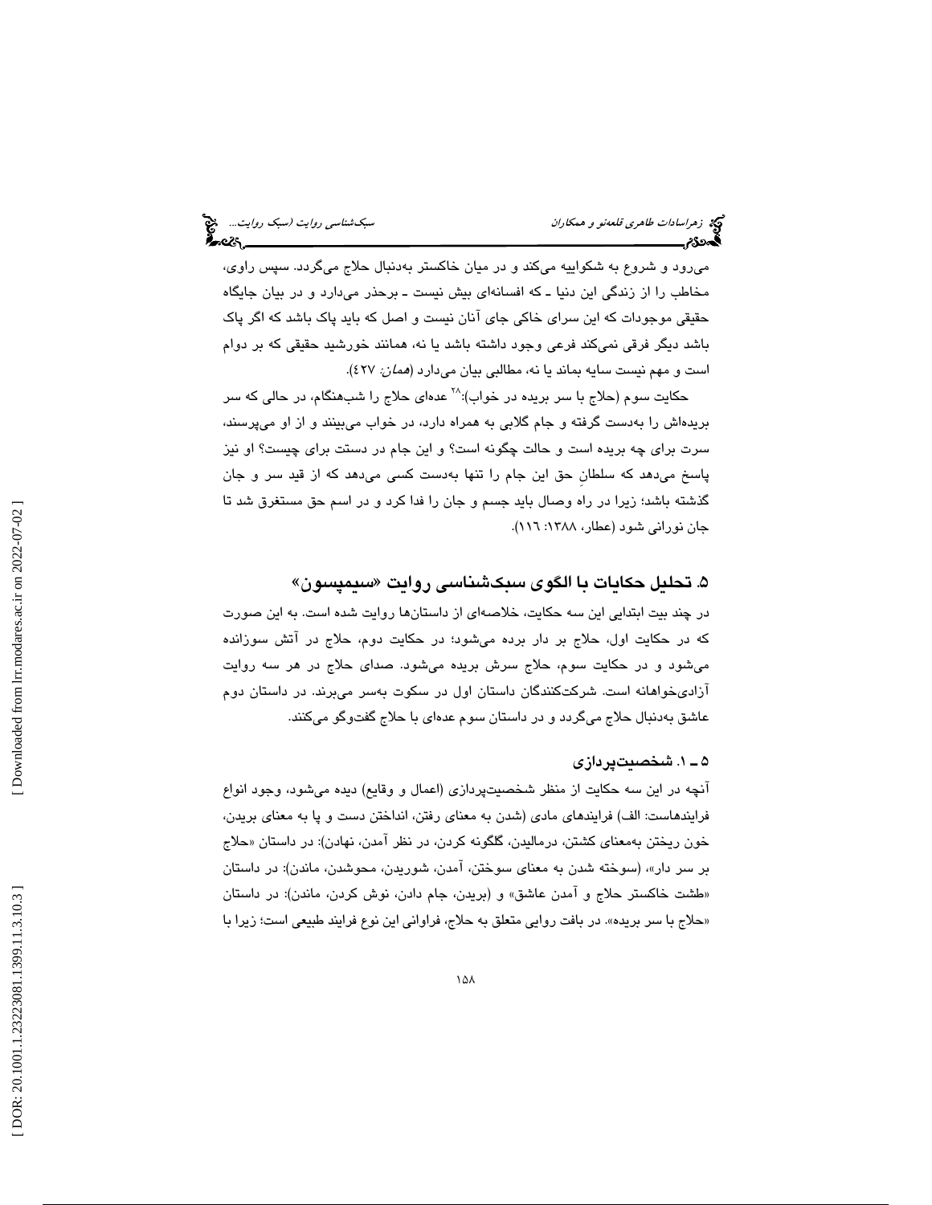می‌رود و شروع به شکواییه می‌کند و در میان خاکستر به‌دنبال حلاج می‌گردد. سپس راوی، مخاطب را از زندگی این دنیا ـ که افسانه‌ای بیش نیست ـ برحذر می‌دارد و در بیان جایگاه حقیقی موجودات که این سرای خاکی جای آنان نیست و اصل که باید پاک باشد که اگر پاک باشد دیگر فرقی نمی‌کند فرعی وجود داشته باشد یا نه، همانند خورشید حقیقی که بر دوام است و مهم نیست سایه بماند یا نه، مطالبی بیان می‌دارد (*همان*: ۴۲۷).

حکایت سوم (حلاج با سر بریده در خواب):[۲۸] عده‌ای حلاج را شب‌هنگام، در حالی که سر بریده‌اش را به‌دست گرفته و جام گلابی به همراه دارد، در خواب می‌بینند و از او می‌پرسند، سرت برای چه بریده است و حالت چگونه است؟ و این جام در دستت برای چیست؟ او نیز پاسخ می‌دهد که سلطانِ حق این جام را تنها به‌دست کسی می‌دهد که از قید سر و جان گذشته باشد؛ زیرا در راه وصال باید جسم و جان را فدا کرد و در اسم حق مستغرق شد تا جان نورانی شود (عطار، ۱۳۸۸: ۱۱۶).

## ۵. تحلیل حکایات با الگوی سبک‌شناسی روایت «سیمپسون»

در چند بیت ابتدایی این سه حکایت، خلاصه‌ای از داستان‌ها روایت شده است. به این صورت که در حکایت اول، حلاج بر دار برده می‌شود؛ در حکایت دوم، حلاج در آتش سوزانده می‌شود و در حکایت سوم، حلاج سرش بریده می‌شود. صدای حلاج در هر سه روایت آزادی‌خواهانه است. شرکت‌کنندگان داستان اول در سکوت به‌سر می‌برند. در داستان دوم عاشق به‌دنبال حلاج می‌گردد و در داستان سوم عده‌ای با حلاج گفت‌وگو می‌کنند.

### ۵ ـ ۱. شخصیت‌پردازی

آنچه در این سه حکایت از منظر شخصیت‌پردازی (اعمال و وقایع) دیده می‌شود، وجود انواع فرایندهاست: الف) فرایندهای مادی (شدن به معنای رفتن، انداختن دست و پا به معنای بریدن، خون ریختن به‌معنای کشتن، درمالیدن، گلگونه کردن، در نظر آمدن، نهادن): در داستان «حلاج بر سر دار»، (سوخته شدن به معنای سوختن، آمدن، شوریدن، محوشدن، ماندن): در داستان «طشت خاکستر حلاج و آمدن عاشق» و (بریدن، جام دادن، نوش کردن، ماندن): در داستان «حلاج با سر بریده». در بافت روایی متعلق به حلاج، فراوانی این نوع فرایند طبیعی است؛ زیرا با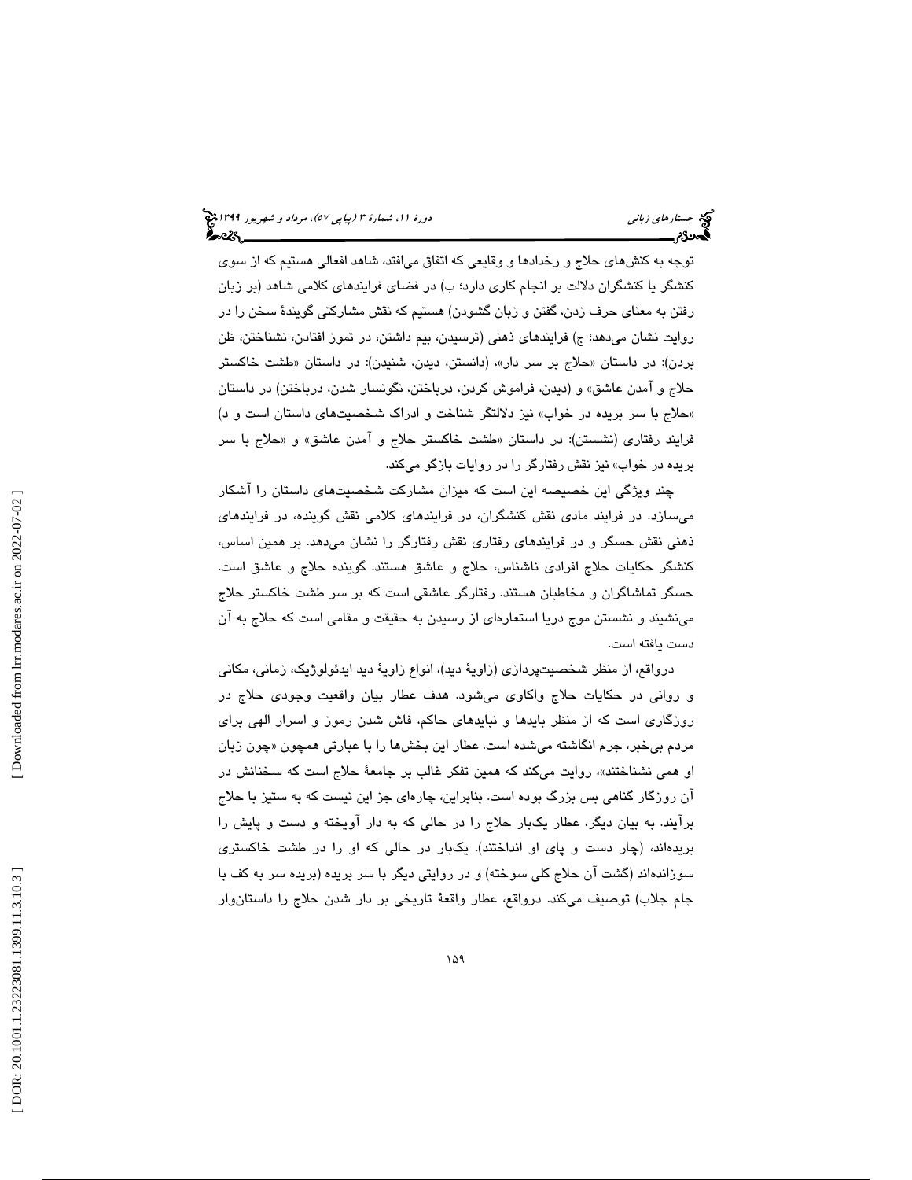توجه به کنش‌های حلاج و رخدادها و وقایعی که اتفاق می‌افتد، شاهد افعالی هستیم که از سوی کنشگر یا کنشگران دلالت بر انجام کاری دارد؛ ب) در فضای فرایندهای کلامی شاهد (بر زبان رفتن به معنای حرف زدن، گفتن و زبان گشودن) هستیم که نقش مشارکتی گویندهٔ سخن را در روایت نشان می‌دهد؛ ج) فرایندهای ذهنی (ترسیدن، بیم داشتن، در تموز افتادن، نشناختن، ظن بردن): در داستان «حلاج بر سر دار»، (دانستن، دیدن، شنیدن): در داستان «طشت خاکستر حلاج و آمدن عاشق» و (دیدن، فراموش کردن، درباختن، نگونسار شدن، درباختن) در داستان «حلاج با سر بریده در خواب» نیز دلالتگر شناخت و ادراک شخصیت‌های داستان است و د) فرایند رفتاری (نشستن): در داستان «طشت خاکستر حلاج و آمدن عاشق» و «حلاج با سر بریده در خواب» نیز نقش رفتارگر را در روایات بازگو می‌کند.

چند ویژگی این خصیصه این است که میزان مشارکت شخصیت‌های داستان را آشکار می‌سازد. در فرایند مادی نقش کنشگران، در فرایندهای کلامی نقش گوینده، در فرایندهای ذهنی نقش حسگر و در فرایندهای رفتاری نقش رفتارگر را نشان می‌دهد. بر همین اساس، کنشگر حکایات حلاج افرادی ناشناس، حلاج و عاشق هستند. گوینده حلاج و عاشق است. حسگر تماشاگران و مخاطبان هستند. رفتارگر عاشقی است که بر سر طشت خاکستر حلاج می‌نشیند و نشستن موج دریا استعاره‌ای از رسیدن به حقیقت و مقامی است که حلاج به آن دست یافته است.

درواقع، از منظر شخصیت‌پردازی (زاویهٔ دید)، انواع زاویهٔ دید ایدئولوژیک، زمانی، مکانی و روانی در حکایات حلاج واکاوی می‌شود. هدف عطار بیان واقعیت وجودی حلاج در روزگاری است که از منظر بایدها و نبایدهای حاکم، فاش شدن رموز و اسرار الهی برای مردم بی‌خبر، جرم انگاشته می‌شده است. عطار این بخش‌ها را با عبارتی همچون «چون زبان او همی نشناختند»، روایت می‌کند که همین تفکر غالب بر جامعهٔ حلاج است که سخنانش در آن روزگار گناهی بس بزرگ بوده است. بنابراین، چاره‌ای جز این نیست که به ستیز با حلاج برآیند. به بیان دیگر، عطار یک‌بار حلاج را در حالی که به دار آویخته و دست و پایش را بریده‌اند، (چار دست و پای او انداختند). یک‌بار در حالی که او را در طشت خاکستری سوزانده‌اند (گشت آن حلاج کلی سوخته) و در روایتی دیگر با سر بریده (بریده سر به کف با جام جلاب) توصیف می‌کند. درواقع، عطار واقعهٔ تاریخی بر دار شدن حلاج را داستان‌وار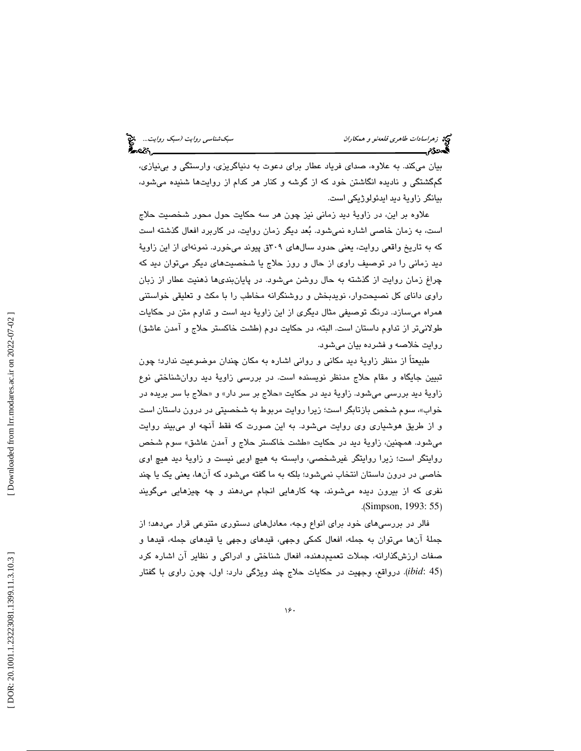بیان می‌کند. به علاوه، صدای فریاد عطار برای دعوت به دنیاگریزی، وارستگی و بی‌نیازی، گم‌گشتگی و نادیده انگاشتن خود که از گوشه و کنار هر کدام از روایت‌ها شنیده می‌شود، بیانگر زاویهٔ دید ایدئولوژیکی است.

علاوه بر این، در زاویهٔ دید زمانی نیز چون هر سه حکایت حول محور شخصیت حلاج است، به زمان خاصی اشاره نمی‌شود. بُعد دیگر زمان روایت، در کاربرد افعال گذشته است که به تاریخ واقعی روایت، یعنی حدود سال‌های ۳۰۹ق پیوند می‌خورد. نمونه‌ای از این زاویهٔ دید زمانی را در توصیف راوی از حال و روز حلاج یا شخصیت‌های دیگر می‌توان دید که چراغ زمان روایت از گذشته به حال روشن می‌شود. در پایان‌بندی‌ها ذهنیت عطار از زبان راوی دانای کل نصیحت‌وار، نویدبخش و روشنگرانه مخاطب را با مکث و تعلیقی خواستنی همراه می‌سازد. درنگ توصیفی مثال دیگری از این زاویهٔ دید است و تداوم متن در حکایات طولانی‌تر از تداوم داستان است. البته، در حکایت دوم (طشت خاکستر حلاج و آمدن عاشق) روایت خلاصه و فشرده بیان می‌شود.

طبیعتاً از منظر زاویهٔ دید مکانی و روانی اشاره به مکان چندان موضوعیت ندارد؛ چون تبیین جایگاه و مقام حلاج مدنظر نویسنده است. در بررسی زاویهٔ دید روان‌شناختی نوع زاویهٔ دید بررسی می‌شود. زاویهٔ دید در حکایت «حلاج بر سر دار» و «حلاج با سر بریده در خواب»، سوم شخص بازتابگر است؛ زیرا روایت مربوط به شخصیتی در درون داستان است و از طریق هوشیاری وی روایت می‌شود. به این صورت که فقط آنچه او می‌بیند روایت می‌شود. همچنین، زاویهٔ دید در حکایت «طشت خاکستر حلاج و آمدن عاشق» سوم شخص روایتگر است؛ زیرا روایتگر غیرشخصی، وابسته به هیچ اویی نیست و زاویهٔ دید هیچ اوی خاصی در درون داستان انتخاب نمی‌شود؛ بلکه به ما گفته می‌شود که آن‌ها، یعنی یک یا چند نفری که از بیرون دیده می‌شوند، چه کارهایی انجام می‌دهند و چه چیزهایی می‌گویند (Simpson, 1993: 55).

فالر در بررسی‌های خود برای انواع وجه، معادل‌های دستوری متنوعی قرار می‌دهد؛ از جملهٔ آن‌ها می‌توان به جمله، افعال کمکی وجهی، قیدهای وجهی یا قیدهای جمله، قیدها و صفات ارزش‌گذارانه، جملات تعمیم‌دهنده، افعال شناختی و ادراکی و نظایر آن اشاره کرد (*ibid*: 45). درواقع، وجهیت در حکایات حلاج چند ویژگی دارد: اول، چون راوی با گفتار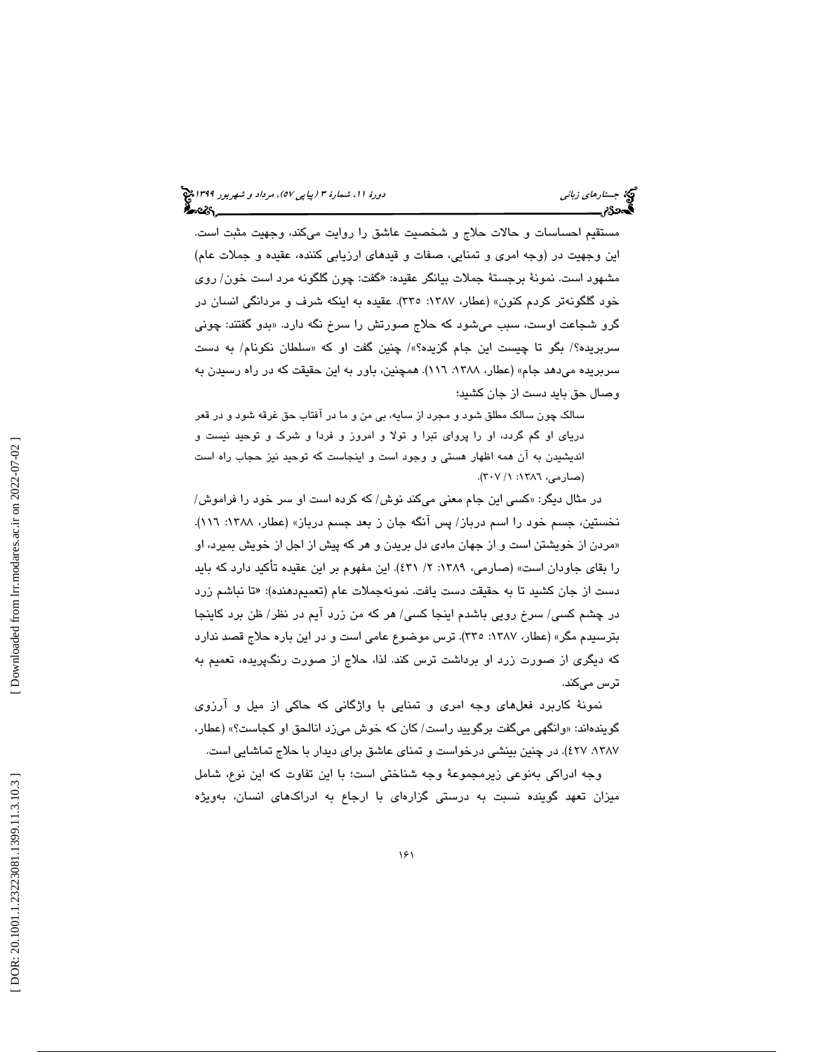مستقیم احساسات و حالات حلاج و شخصیت عاشق را روایت می‌کند، وجهیت مثبت است. این وجهیت در (وجه امری و تمنایی، صفات و قیدهای ارزیابی کننده، عقیده و جملات عام) مشهود است. نمونهٔ برجستهٔ جملات بیانگر عقیده: «گفت: چون گلگونه مرد است خون/ روی خود گلگونه‌تر کردم کنون» (عطار، ۱۳۸۷: ۳۳۵). عقیده به اینکه شرف و مردانگی انسان در گرو شجاعت اوست، سبب می‌شود که حلاج صورتش را سرخ نگه دارد. «بدو گفتند: چونی سربریده؟/ بگو تا چیست این جام گزیده؟»/ چنین گفت او که «سلطان نکونام/ به دست سربریده می‌دهد جام» (عطار، ۱۳۸۸: ۱۱٦). همچنین، باور به این حقیقت که در راه رسیدن به وصال حق باید دست از جان کشید؛

سالک چون سالک مطلق شود و مجرد از سایه، بی من و ما در آفتاب حق غرقه شود و در قعر دریای او گم گردد، او را پروای تبرا و تولا و امروز و فردا و شرک و توحید نیست و اندیشیدن به آن همه اظهار هستی و وجود است و اینجاست که توحید نیز حجاب راه است (صارمی، ۱۳۸٦: ۱/ ۳۰۷).

در مثال دیگر: «کسی این جام معنی می‌کند نوش/ که کرده است او سر خود را فراموش/ نخستین، جسم خود را اسم درباز/ پس آنگه جان ز بعد جسم درباز» (عطار، ۱۳۸۸: ۱۱٦). «مردن از خویشتن است و از جهان مادی دل بریدن و هر که پیش از اجل از خویش بمیرد، او را بقای جاودان است» (صارمی، ۱۳۸۹: ۲/ ٤۳۱). این مفهوم بر این عقیده تأکید دارد که باید دست از جان کشید تا به حقیقت دست یافت. نمونه‌جملات عام (تعمیم‌دهنده): «تا نباشم زرد در چشم کسی/ سرخ رویی باشدم اینجا کسی/ هر که من زرد آیم در نظر/ ظن برد کاینجا بترسیدم مگر» (عطار، ۱۳۸۷: ۳۳۵). ترس موضوع عامی است و در این باره حلاج قصد ندارد که دیگری از صورت زرد او برداشت ترس کند. لذا، حلاج از صورت رنگ‌پریده، تعمیم به ترس می‌کند.

نمونهٔ کاربرد فعل‌های وجه امری و تمنایی با واژگانی که حاکی از میل و آرزوی گوینده‌اند: «وانگهی می‌گفت برگویید راست/ کان که خوش می‌زد اناالحق او کجاست؟» (عطار، ۱۳۸۷: ٤۲۷). در چنین بینشی درخواست و تمنای عاشق برای دیدار با حلاج تماشایی است.

وجه ادراکی به‌نوعی زیرمجموعهٔ وجه شناختی است؛ با این تفاوت که این نوع، شامل میزان تعهد گوینده نسبت به درستی گزاره‌ای با ارجاع به ادراک‌های انسان، به‌ویژه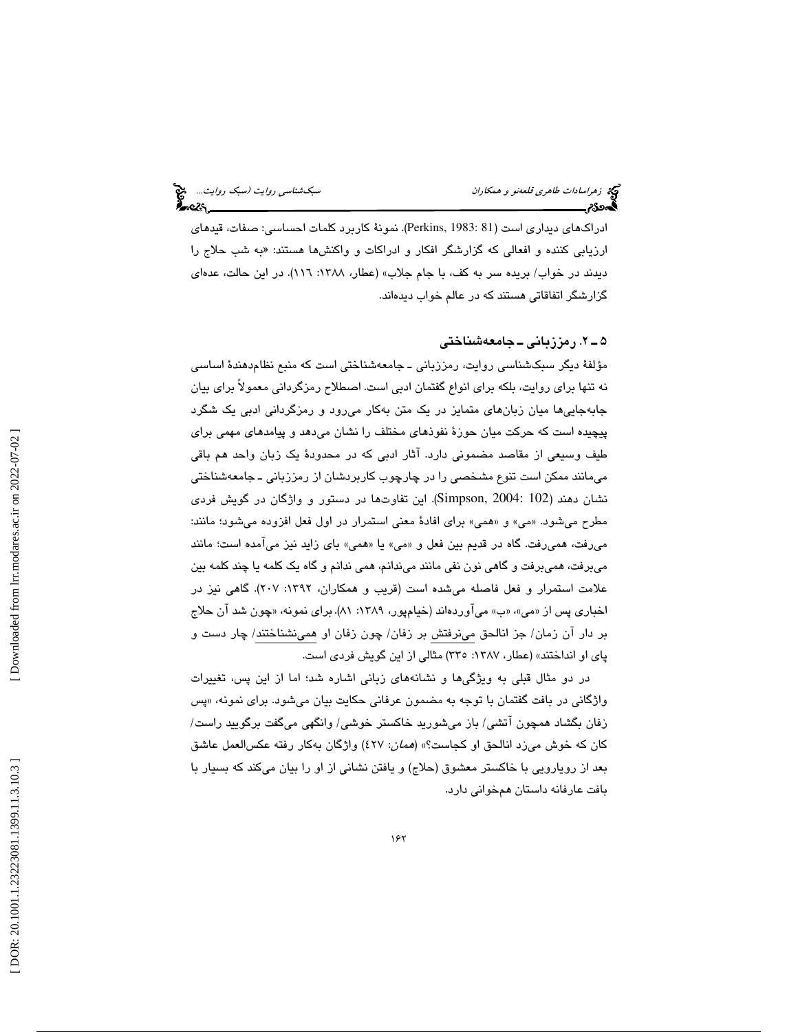ادراک‌های دیداری است (Perkins, 1983: 81). نمونهٔ کاربرد کلمات احساسی: صفات، قیدهای ارزیابی کننده و افعالی که گزارشگر افکار و ادراکات و واکنش‌ها هستند: «به شب حلاج را دیدند در خواب/ بریده سر به کف، با جام جلاب» (عطار، ۱۳۸۸: ۱۱۶). در این حالت، عده‌ای گزارشگر اتفاقاتی هستند که در عالم خواب دیده‌اند.

### ۵ ـ ۲. رمززبانی ـ جامعه‌شناختی

مؤلفهٔ دیگر سبک‌شناسی روایت، رمززبانی ـ جامعه‌شناختی است که منبع نظام‌دهندهٔ اساسی نه تنها برای روایت، بلکه برای انواع گفتمان ادبی است. اصطلاح رمزگردانی معمولاً برای بیان جابه‌جایی‌ها میان زبان‌های متمایز در یک متن به‌کار می‌رود و رمزگردانی ادبی یک شگرد پیچیده است که حرکت میان حوزهٔ نفوذهای مختلف را نشان می‌دهد و پیامدهای مهمی برای طیف وسیعی از مقاصد مضمونی دارد. آثار ادبی که در محدودهٔ یک زبان واحد هم باقی می‌مانند ممکن است تنوع مشخصی را در چارچوب کاربردشان از رمززبانی ـ جامعه‌شناختی نشان دهند (Simpson, 2004: 102). این تفاوت‌ها در دستور و واژگان در گویش فردی مطرح می‌شود. «می» و «همی» برای افادهٔ معنی استمرار در اول فعل افزوده می‌شود؛ مانند: می‌رفت، همی‌رفت. گاه در قدیم بین فعل و «می» یا «همی» بای زاید نیز می‌آمده است؛ مانند می‌برفت، همی‌برفت و گاهی نون نفی مانند می‌ندانم، همی ندانم و گاه یک کلمه یا چند کلمه بین علامت استمرار و فعل فاصله می‌شده است (قریب و همکاران، ۱۳۹۲: ۲۰۷). گاهی نیز در اخباری پس از «می»، «ب» می‌آورده‌اند (خیام‌پور، ۱۳۸۹: ۸۱). برای نمونه، «چون شد آن حلاج بر دار آن زمان/ جز اناالحق می‌نرفتش بر زفان/ چون زفان او همی‌نشناختند/ چار دست و پای او انداختند» (عطار، ۱۳۸۷: ۳۳۵) مثالی از این گویش فردی است.

در دو مثال قبلی به ویژگی‌ها و نشانه‌های زبانی اشاره شد؛ اما از این پس، تغییرات واژگانی در بافت گفتمان با توجه به مضمون عرفانی حکایت بیان می‌شود. برای نمونه، «پس زفان بگشاد همچون آتشی/ باز می‌شورید خاکستر خوشی/ وانگهی می‌گفت برگویید راست/ کان که خوش می‌زد اناالحق او کجاست؟» (*همان*: ۴۲۷) واژگان به‌کار رفته عکس‌العمل عاشق بعد از رویارویی با خاکستر معشوق (حلاج) و یافتن نشانی از او را بیان می‌کند که بسیار با بافت عارفانه داستان همخوانی دارد.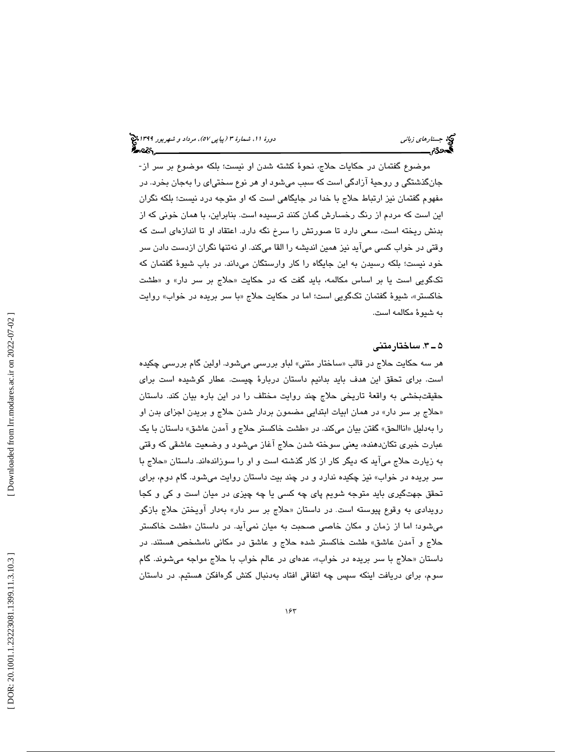موضوع گفتمان در حکایات حلاج، نحوهٔ کشته شدن او نیست؛ بلکه موضوع بر سر از-جان‌گذشتگی و روحیهٔ آزادگی است که سبب می‌شود او هر نوع سختی‌ای را به‌جان بخرد. در مفهوم گفتمان نیز ارتباط حلاج با خدا در جایگاهی است که او متوجه درد نیست؛ بلکه نگران این است که مردم از رنگ رخسارش گمان کنند ترسیده است. بنابراین، با همان خونی که از بدنش ریخته است، سعی دارد تا صورتش را سرخ نگه دارد. اعتقاد او تا اندازه‌ای است که وقتی در خواب کسی می‌آید نیز همین اندیشه را القا می‌کند. او نه‌تنها نگران ازدست دادن سر خود نیست؛ بلکه رسیدن به این جایگاه را کار وارستگان می‌داند. در باب شیوهٔ گفتمان که تک‌گویی است یا بر اساس مکالمه، باید گفت که در حکایت «حلاج بر سر دار» و «طشت خاکستر»، شیوهٔ گفتمان تک‌گویی است؛ اما در حکایت حلاج «با سر بریده در خواب» روایت به شیوهٔ مکالمه است.

### ۵ ـ ۳. ساختارمتنی

هر سه حکایت حلاج در قالب «ساختار متنی» لباو بررسی می‌شود. اولین گام بررسی چکیده است. برای تحقق این هدف باید بدانیم داستان دربارهٔ چیست. عطار کوشیده است برای حقیقت‌بخشی به واقعهٔ تاریخی حلاج چند روایت مختلف را در این باره بیان کند. داستان «حلاج بر سر دار» در همان ابیات ابتدایی مضمون بردار شدن حلاج و بریدن اجزای بدن او را به‌دلیل «اناالحق» گفتن بیان می‌کند. در «طشت خاکستر حلاج و آمدن عاشق» داستان با یک عبارت خبری تکان‌دهنده، یعنی سوخته شدن حلاج آغاز می‌شود و وضعیت عاشقی که وقتی به زیارت حلاج می‌آید که دیگر کار از کار گذشته است و او را سوزانده‌اند. داستان «حلاج با سر بریده در خواب» نیز چکیده ندارد و در چند بیت داستان روایت می‌شود. گام دوم، برای تحقق جهت‌گیری باید متوجه شویم پای چه کسی یا چه چیزی در میان است و کی و کجا رویدادی به وقوع پیوسته است. در داستان «حلاج بر سر دار» به‌دار آویختن حلاج بازگو می‌شود؛ اما از زمان و مکان خاصی صحبت به میان نمی‌آید. در داستان «طشت خاکستر حلاج و آمدن عاشق» طشت خاکستر شده حلاج و عاشق در مکانی نامشخص هستند. در داستان «حلاج با سر بریده در خواب»، عده‌ای در عالم خواب با حلاج مواجه می‌شوند. گام سوم، برای دریافت اینکه سپس چه اتفاقی افتاد به‌دنبال کنش گره‌افکن هستیم. در داستان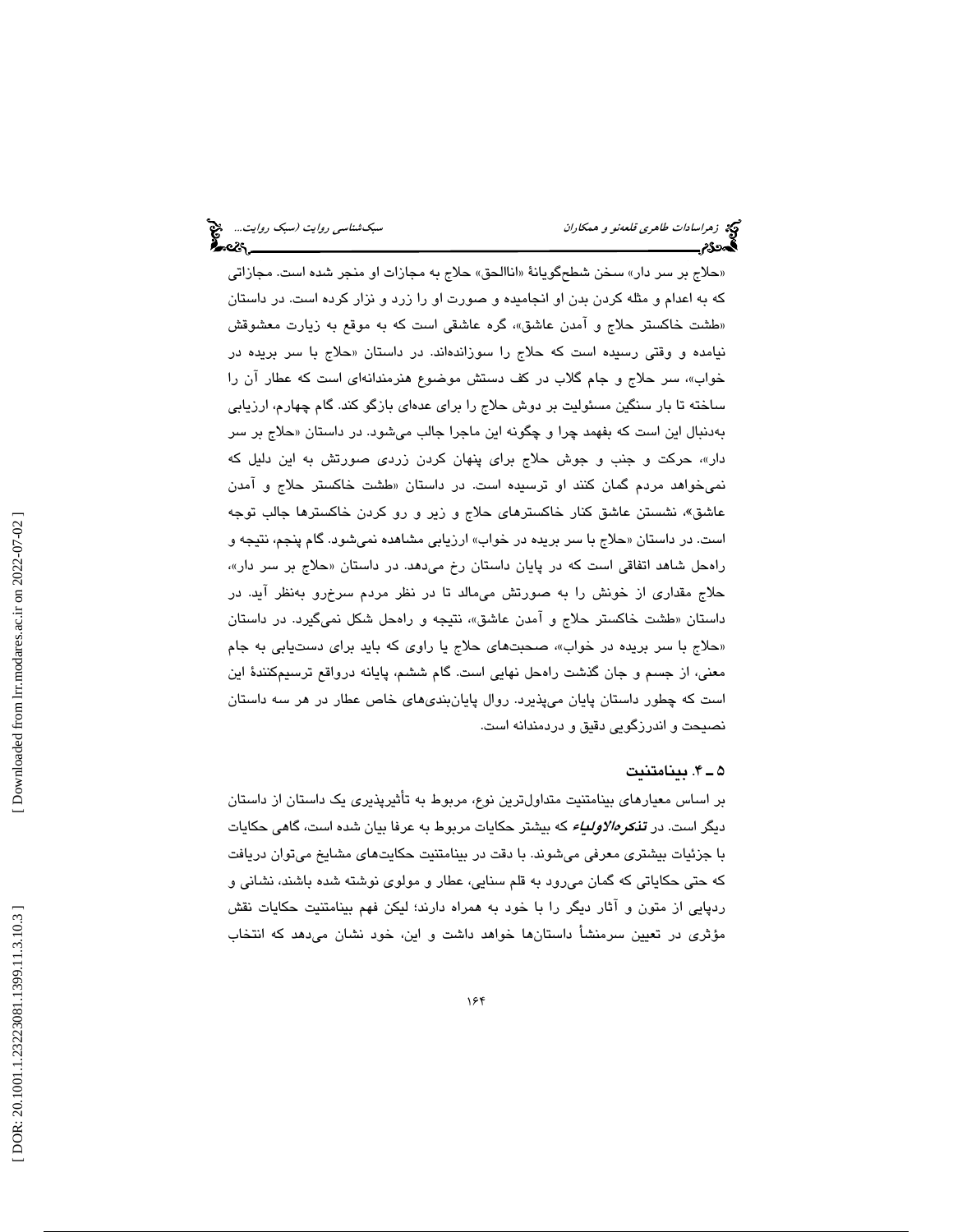«حلاج بر سر دار» سخن شطح‌گویانهٔ «اناالحق» حلاج به مجازات او منجر شده است. مجازاتی که به اعدام و مثله کردن بدن او انجامیده و صورت او را زرد و نزار کرده است. در داستان «طشت خاکستر حلاج و آمدن عاشق»، گره عاشقی است که به موقع به زیارت معشوقش نیامده و وقتی رسیده است که حلاج را سوزانده‌اند. در داستان «حلاج با سر بریده در خواب»، سر حلاج و جام گلاب در کف دستش موضوع هنرمندانه‌ای است که عطار آن را ساخته تا بار سنگین مسئولیت بر دوش حلاج را برای عده‌ای بازگو کند. گام چهارم، ارزیابی به‌دنبال این است که بفهمد چرا و چگونه این ماجرا جالب می‌شود. در داستان «حلاج بر سر دار»، حرکت و جنب و جوش حلاج برای پنهان کردن زردی صورتش به این دلیل که نمی‌خواهد مردم گمان کنند او ترسیده است. در داستان «طشت خاکستر حلاج و آمدن عاشق»، نشستن عاشق کنار خاکسترهای حلاج و زیر و رو کردن خاکسترها جالب توجه است. در داستان «حلاج با سر بریده در خواب» ارزیابی مشاهده نمی‌شود. گام پنجم، نتیجه و راه‌حل شاهد اتفاقی است که در پایان داستان رخ می‌دهد. در داستان «حلاج بر سر دار»، حلاج مقداری از خونش را به صورتش می‌مالد تا در نظر مردم سرخ‌رو به‌نظر آید. در داستان «طشت خاکستر حلاج و آمدن عاشق»، نتیجه و راه‌حل شکل نمی‌گیرد. در داستان «حلاج با سر بریده در خواب»، صحبت‌های حلاج یا راوی که باید برای دست‌یابی به جام معنی، از جسم و جان گذشت راه‌حل نهایی است. گام ششم، پایانه درواقع ترسیم‌کنندهٔ این است که چطور داستان پایان می‌پذیرد. روال پایان‌بندی‌های خاص عطار در هر سه داستان نصیحت و اندرزگویی دقیق و دردمندانه است.

### ۵ـ ۴. بینامتنیت

بر اساس معیارهای بینامتنیت متداول‌ترین نوع، مربوط به تأثیرپذیری یک داستان از داستان دیگر است. در ***تذکره‌الاولیاء*** که بیشتر حکایات مربوط به عرفا بیان شده است، گاهی حکایات با جزئیات بیشتری معرفی می‌شوند. با دقت در بینامتنیت حکایت‌های مشایخ می‌توان دریافت که حتی حکایاتی که گمان می‌رود به قلم سنایی، عطار و مولوی نوشته شده باشند، نشانی و ردپایی از متون و آثار دیگر را با خود به همراه دارند؛ لیکن فهم بینامتنیت حکایات نقش مؤثری در تعیین سرمنشأ داستان‌ها خواهد داشت و این، خود نشان می‌دهد که انتخاب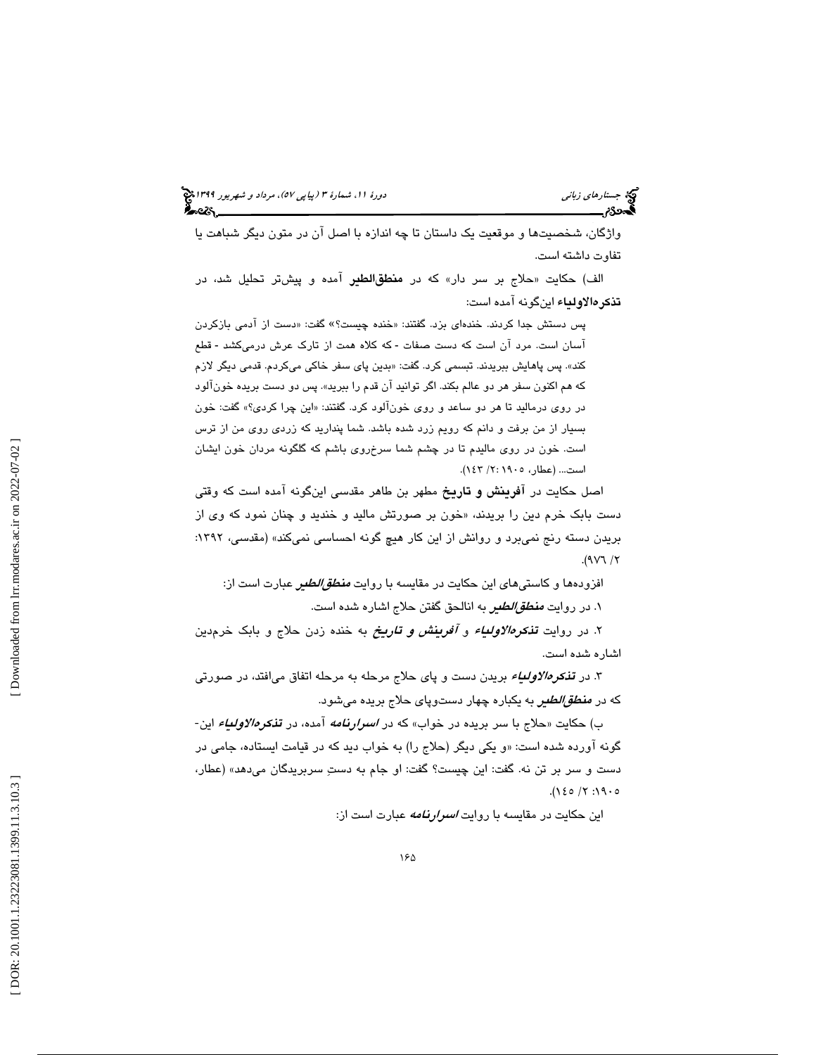واژگان، شخصیت‌ها و موقعیت یک داستان تا چه اندازه با اصل آن در متون دیگر شباهت یا تفاوت داشته است.

الف) حکایت «حلاج بر سر دار» که در **منطق‌الطیر** آمده و پیش‌تر تحلیل شد، در **تذکره‌الاولیاء** این‌گونه آمده است:

پس دستش جدا کردند. خنده‌ای بزد. گفتند: «خنده چیست؟» گفت: «دست از آدمی بازکردن آسان است. مرد آن است که دست صفات - که کلاه همت از تارک عرش درمی‌کشد - قطع کند». پس پاهایش ببریدند. تبسمی کرد. گفت: «بدین پای سفر خاکی می‌کردم. قدمی دیگر لازم که هم اکنون سفر هر دو عالم بکند. اگر توانید آن قدم را ببرید». پس دو دست بریده خون‌آلود در روی درمالید تا هر دو ساعد و روی خون‌آلود کرد. گفتند: «این چرا کردی؟» گفت: خون بسیار از من برفت و دانم که رویم زرد شده باشد. شما پندارید که زردی روی من از ترس است. خون در روی مالیدم تا در چشم شما سرخ‌روی باشم که گلگونه مردان خون ایشان است... (عطار، ۱۹۰۵ :۲/ ۱۴۳).

اصل حکایت در **آفرینش و تاریخ** مطهر بن طاهر مقدسی این‌گونه آمده است که وقتی دست بابک خرم دین را بریدند، «خون بر صورتش مالید و خندید و چنان نمود که وی از بریدن دسته رنج نمی‌برد و روانش از این کار هیچ گونه احساسی نمی‌کند» (مقدسی، ۱۳۹۲: ۲/ ۹۷۶).

افزوده‌ها و کاستی‌های این حکایت در مقایسه با روایت ***منطق‌الطیر*** عبارت است از:

۱. در روایت ***منطق‌الطیر*** به اناالحق گفتن حلاج اشاره شده است.

۲. در روایت ***تذکره‌الاولیاء*** و ***آفرینش و تاریخ*** به خنده زدن حلاج و بابک خرم‌دین اشاره شده است.

۳. در ***تذکره‌الاولیاء*** بریدن دست و پای حلاج مرحله به مرحله اتفاق می‌افتد، در صورتی که در ***منطق‌الطیر*** به یکباره چهار دست‌وپای حلاج بریده می‌شود.

ب) حکایت «حلاج با سر بریده در خواب» که در ***اسرارنامه*** آمده، در ***تذکره‌الاولیاء*** این‌گونه آورده شده است: «و یکی دیگر (حلاج را) به خواب دید که در قیامت ایستاده، جامی در دست و سر بر تن نه. گفت: این چیست؟ گفت: او جام به دستِ سربریدگان می‌دهد» (عطار، ۱۹۰۵ :۲/ ۱۴۵).

این حکایت در مقایسه با روایت ***اسرارنامه*** عبارت است از: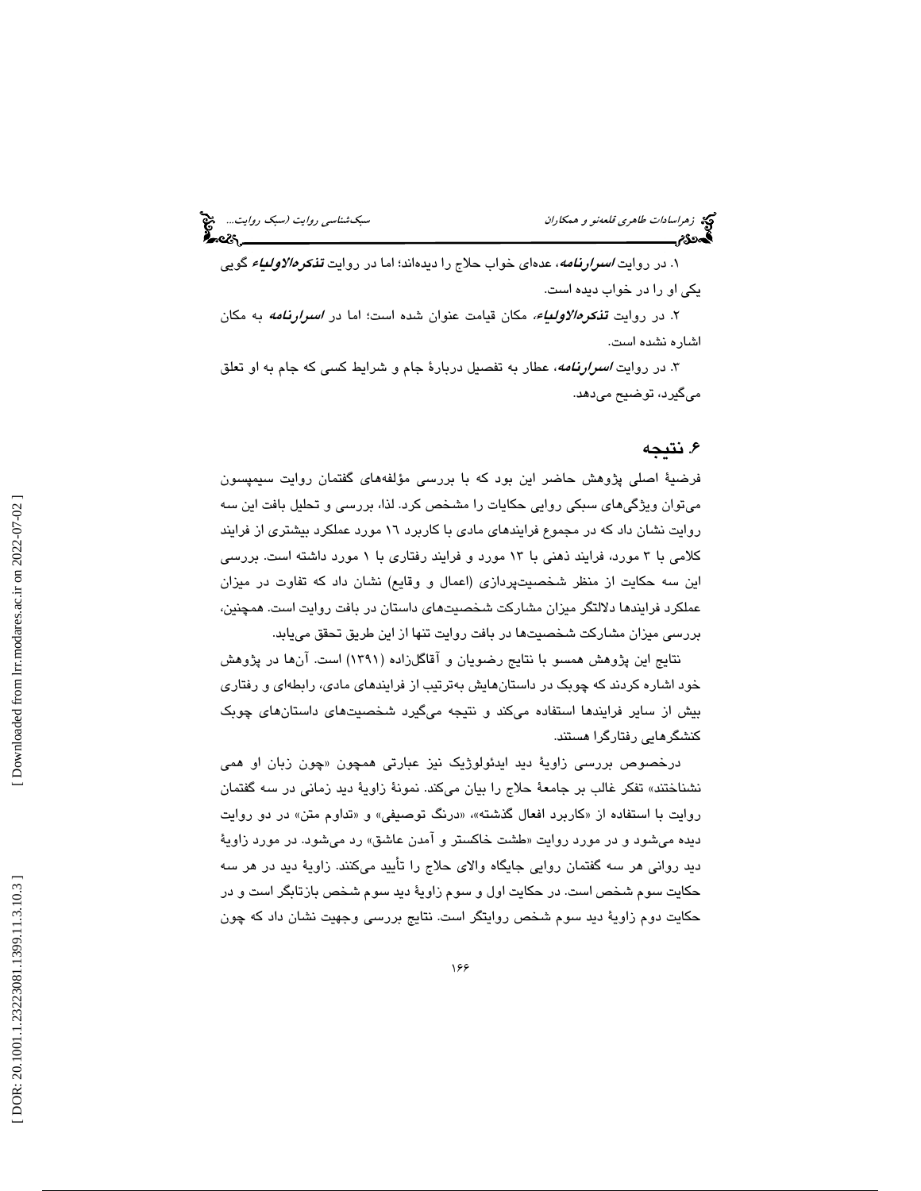۱. در روایت ***اسرارنامه***، عده‌ای خواب حلاج را دیده‌اند؛ اما در روایت ***تذکره‌الاولیاء*** گویی یکی او را در خواب دیده است.

۲. در روایت ***تذکره‌الاولیاء***، مکان قیامت عنوان شده است؛ اما در ***اسرارنامه*** به مکان اشاره نشده است.

۳. در روایت ***اسرارنامه***، عطار به تفصیل دربارهٔ جام و شرایط کسی که جام به او تعلق می‌گیرد، توضیح می‌دهد.

## ۶. نتیجه

فرضیهٔ اصلی پژوهش حاضر این بود که با بررسی مؤلفه‌های گفتمان روایت سیمپسون می‌توان ویژگی‌های سبکی روایی حکایات را مشخص کرد. لذا، بررسی و تحلیل بافت این سه روایت نشان داد که در مجموع فرایندهای مادی با کاربرد ۱۶ مورد عملکرد بیشتری از فرایند کلامی با ۳ مورد، فرایند ذهنی با ۱۳ مورد و فرایند رفتاری با ۱ مورد داشته است. بررسی این سه حکایت از منظر شخصیت‌پردازی (اعمال و وقایع) نشان داد که تفاوت در میزان عملکرد فرایندها دلالتگر میزان مشارکت شخصیت‌های داستان در بافت روایت است. همچنین، بررسی میزان مشارکت شخصیت‌ها در بافت روایت تنها از این طریق تحقق می‌یابد.

نتایج این پژوهش همسو با نتایج رضویان و آقاگل‌زاده (۱۳۹۱) است. آن‌ها در پژوهش خود اشاره کردند که چوبک در داستان‌هایش به‌ترتیب از فرایندهای مادی، رابطه‌ای و رفتاری بیش از سایر فرایندها استفاده می‌کند و نتیجه می‌گیرد شخصیت‌های داستان‌های چوبک کنشگرهایی رفتارگرا هستند.

درخصوص بررسی زاویهٔ دید ایدئولوژیک نیز عبارتی همچون «چون زبان او همی نشناختند» تفکر غالب بر جامعهٔ حلاج را بیان می‌کند. نمونهٔ زاویهٔ دید زمانی در سه گفتمان روایت با استفاده از «کاربرد افعال گذشته»، «درنگ توصیفی» و «تداوم متن» در دو روایت دیده می‌شود و در مورد روایت «طشت خاکستر و آمدن عاشق» رد می‌شود. در مورد زاویهٔ دید روانی هر سه گفتمان روایی جایگاه والای حلاج را تأیید می‌کنند. زاویهٔ دید در هر سه حکایت سوم شخص است. در حکایت اول و سوم زاویهٔ دید سوم شخص بازتابگر است و در حکایت دوم زاویهٔ دید سوم شخص روایتگر است. نتایج بررسی وجهیت نشان داد که چون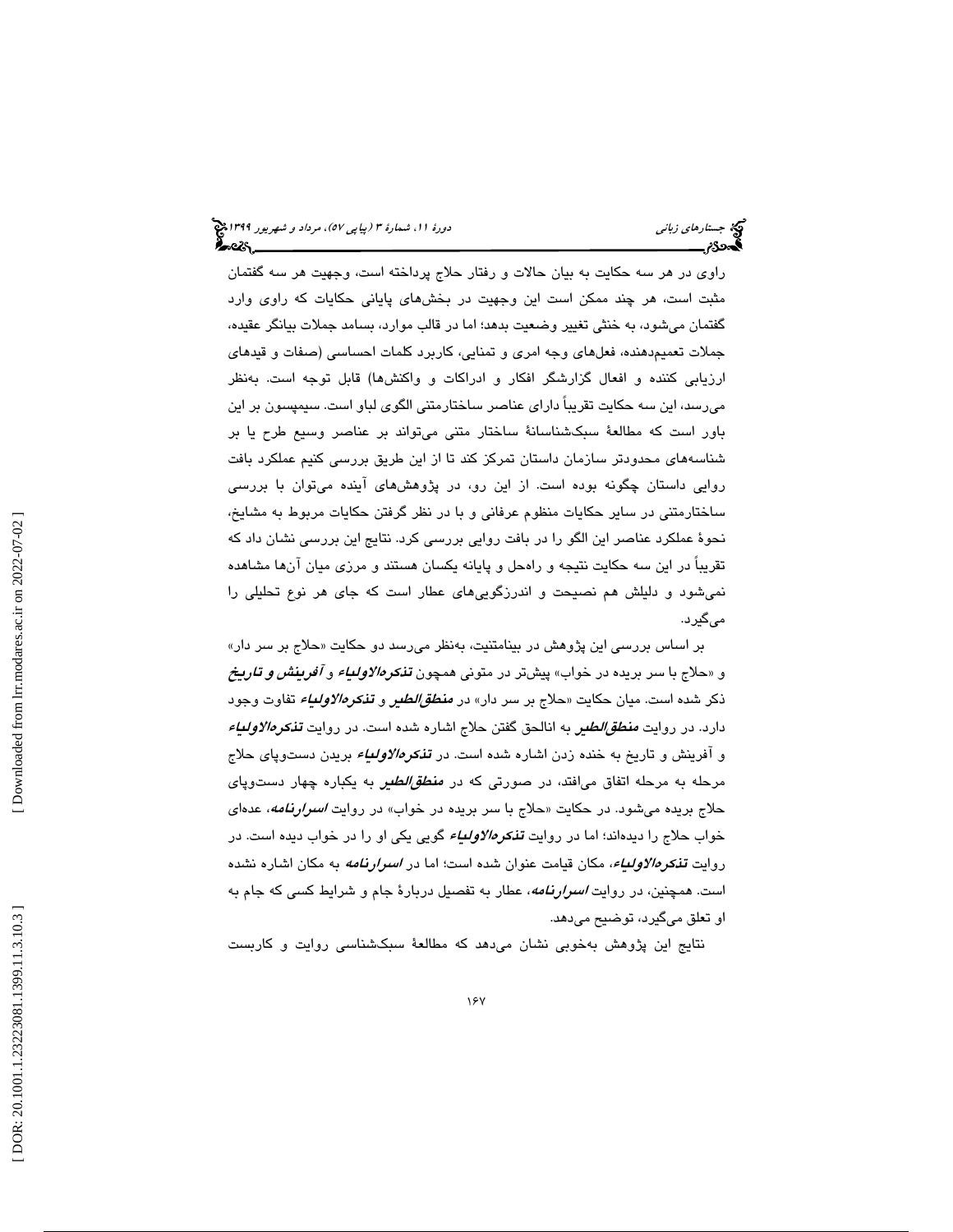راوی در هر سه حکایت به بیان حالات و رفتار حلاج پرداخته است، وجهیت هر سه گفتمان مثبت است، هر چند ممکن است این وجهیت در بخش‌های پایانی حکایات که راوی وارد گفتمان می‌شود، به خنثی تغییر وضعیت بدهد؛ اما در قالب موارد، بسامد جملات بیانگر عقیده، جملات تعمیم‌دهنده، فعل‌های وجه امری و تمنایی، کاربرد کلمات احساسی (صفات و قیدهای ارزیابی کننده و افعال گزارشگر افکار و ادراکات و واکنش‌ها) قابل توجه است. به‌نظر می‌رسد، این سه حکایت تقریباً دارای عناصر ساختارمتنی الگوی لباو است. سیمپسون بر این باور است که مطالعهٔ سبک‌شناسانهٔ ساختار متنی می‌تواند بر عناصر وسیع طرح یا بر شناسه‌های محدودتر سازمان داستان تمرکز کند تا از این طریق بررسی کنیم عملکرد بافت روایی داستان چگونه بوده است. از این رو، در پژوهش‌های آینده می‌توان با بررسی ساختارمتنی در سایر حکایات منظوم عرفانی و با در نظر گرفتن حکایات مربوط به مشایخ، نحوهٔ عملکرد عناصر این الگو را در بافت روایی بررسی کرد. نتایج این بررسی نشان داد که تقریباً در این سه حکایت نتیجه و راه‌حل و پایانه یکسان هستند و مرزی میان آن‌ها مشاهده نمی‌شود و دلیلش هم نصیحت و اندرزگویی‌های عطار است که جای هر نوع تحلیلی را می‌گیرد.

بر اساس بررسی این پژوهش در بینامتنیت، به‌نظر می‌رسد دو حکایت «حلاج بر سر دار» و «حلاج با سر بریده در خواب» پیش‌تر در متونی همچون ***تذکره‌الاولیاء*** و ***آفرینش و تاریخ*** ذکر شده است. میان حکایت «حلاج بر سر دار» در ***منطق‌الطیر*** و ***تذکره‌الاولیاء*** تفاوت وجود دارد. در روایت ***منطق‌الطیر*** به اناالحق گفتن حلاج اشاره شده است. در روایت ***تذکره‌الاولیاء*** و آفرینش و تاریخ به خنده زدن اشاره شده است. در ***تذکره‌الاولیاء*** بریدن دست‌وپای حلاج مرحله به مرحله اتفاق می‌افتد، در صورتی که در ***منطق‌الطیر*** به یکباره چهار دست‌وپای حلاج بریده می‌شود. در حکایت «حلاج با سر بریده در خواب» در روایت ***اسرارنامه***، عده‌ای خواب حلاج را دیده‌اند؛ اما در روایت ***تذکره‌الاولیاء*** گویی یکی او را در خواب دیده است. در روایت ***تذکره‌الاولیاء***، مکان قیامت عنوان شده است؛ اما در ***اسرارنامه*** به مکان اشاره نشده است. همچنین، در روایت ***اسرارنامه***، عطار به تفصیل دربارهٔ جام و شرایط کسی که جام به او تعلق می‌گیرد، توضیح می‌دهد.

نتایج این پژوهش به‌خوبی نشان می‌دهد که مطالعهٔ سبک‌شناسی روایت و کاربست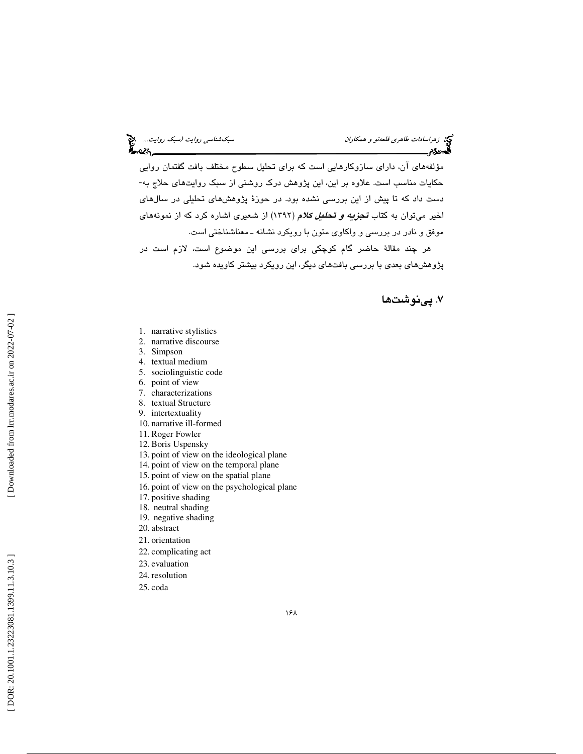مؤلفه‌های آن، دارای سازوکارهایی است که برای تحلیل سطوح مختلف بافت گفتمان روایی حکایات مناسب است. علاوه بر این، این پژوهش درک روشنی از سبک روایت‌های حلاج به‌دست داد که تا پیش از این بررسی نشده بود. در حوزهٔ پژوهش‌های تحلیلی در سال‌های اخیر می‌توان به کتاب ***تجزیه و تحلیل کلام*** (۱۳۹۲) از شعیری اشاره کرد که از نمونه‌های موفق و نادر در بررسی و واکاوی متون با رویکرد نشانه ـ معناشناختی است.

هر چند مقالهٔ حاضر گام کوچکی برای بررسی این موضوع است، لازم است در پژوهش‌های بعدی با بررسی بافت‌های دیگر، این رویکرد بیشتر کاویده شود.

## ۷. پی‌نوشت‌ها

1. narrative stylistics
2. narrative discourse
3. Simpson
4. textual medium
5. sociolinguistic code
6. point of view
7. characterizations
8. textual Structure
9. intertextuality
10. narrative ill-formed
11. Roger Fowler
12. Boris Uspensky
13. point of view on the ideological plane
14. point of view on the temporal plane
15. point of view on the spatial plane
16. point of view on the psychological plane
17. positive shading
18. neutral shading
19. negative shading
20. abstract
21. orientation
22. complicating act
23. evaluation
24. resolution
25. coda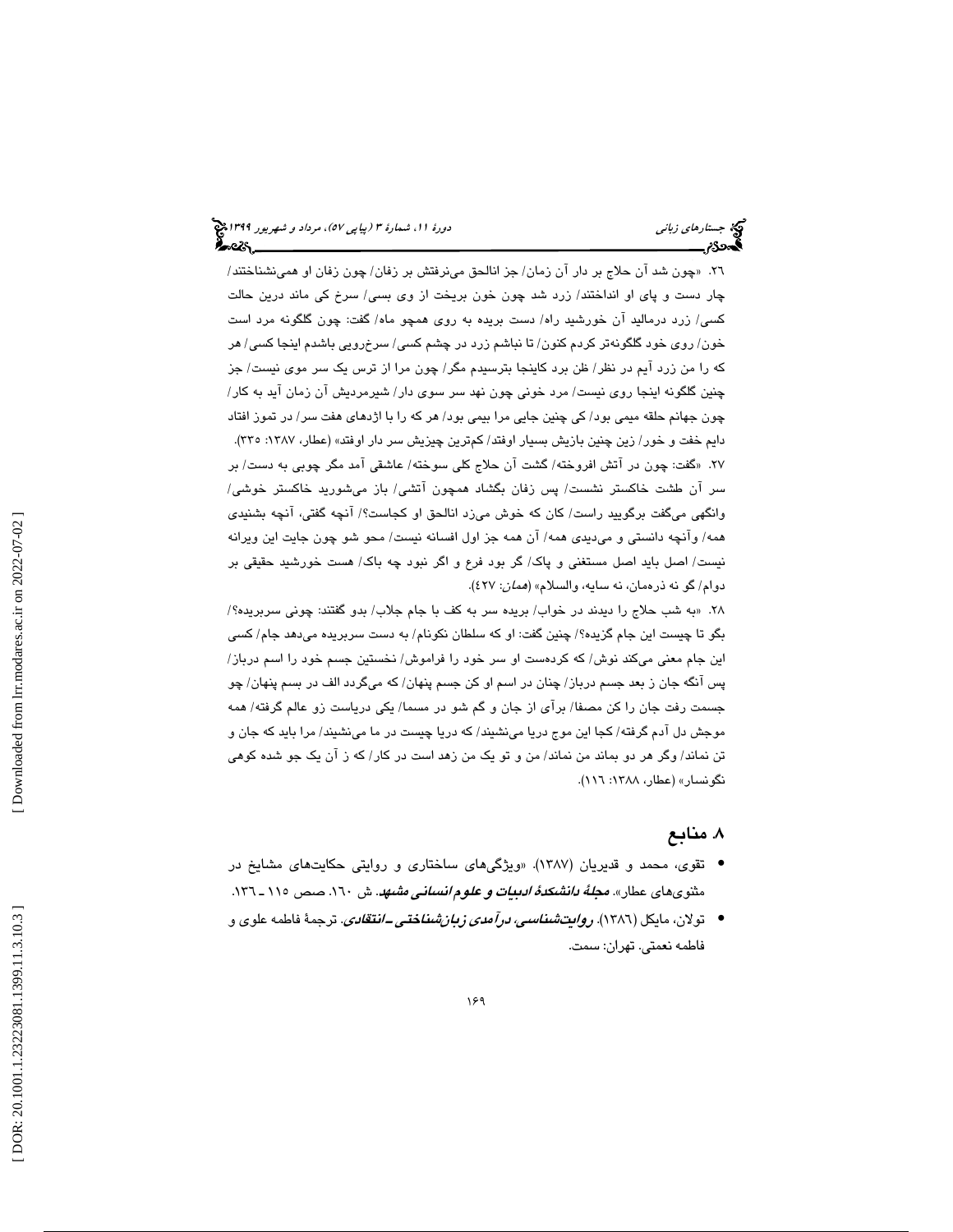۲۶. «چون شد آن حلاج بر دار آن زمان/ جز اناالحق می‌نرفتش بر زفان/ چون زفان او همی‌نشناختند/ چار دست و پای او انداختند/ زرد شد چون خون بریخت از وی بسی/ سرخ کی ماند درین حالت کسی/ زرد درمالید آن خورشید راه/ دست بریده به روی همچو ماه/ گفت: چون گلگونه مرد است خون/ روی خود گلگونه‌تر کردم کنون/ تا نباشم زرد در چشم کسی/ سرخ‌رویی باشدم اینجا کسی/ هر که را من زرد آیم در نظر/ ظن برد کاینجا بترسیدم مگر/ چون مرا از ترس یک سر موی نیست/ جز چنین گلگونه اینجا روی نیست/ مرد خونی چون نهد سر سوی دار/ شیرمردیش آن زمان آید به کار/ چون جهانم حلقه میمی بود/ کی چنین جایی مرا بیمی بود/ هر که را با اژدهای هفت سر/ در تموز افتاد دایم خفت و خور/ زین چنین بازیش بسیار اوفتد/ کم‌ترین چیزیش سر دار اوفتد» (عطار، ۱۳۸۷: ۳۳۵).

۲۷. «گفت: چون در آتش افروخته/ گشت آن حلاج کلی سوخته/ عاشقی آمد مگر چوبی به دست/ بر سر آن طشت خاکستر نشست/ پس زفان بگشاد همچون آتشی/ باز می‌شورید خاکستر خوشی/ وانگهی می‌گفت برگویید راست/ کان که خوش می‌زد اناالحق او کجاست؟/ آنچه گفتی، آنچه بشنیدی همه/ وآنچه دانستی و می‌دیدی همه/ آن همه جز اول افسانه نیست/ محو شو چون جایت این ویرانه نیست/ اصل باید اصل مستغنی و پاک/ گر بود فرع و اگر نبود چه باک/ هست خورشید حقیقی بر دوام/ گو نه ذره‌مان، نه سایه، والسلام» (*همان*: ۴۲۷).

۲۸. «به شب حلاج را دیدند در خواب/ بریده سر به کف با جام جلاب/ بدو گفتند: چونی سربریده؟/ بگو تا چیست این جام گزیده؟/ چنین گفت: او که سلطان نکونام/ به دست سربریده می‌دهد جام/ کسی این جام معنی می‌کند نوش/ که کرده‌ست او سر خود را فراموش/ نخستین جسم خود را اسم درباز/ پس آنگه جان ز بعد جسم درباز/ چنان در اسم او کن جسم پنهان/ که می‌گردد الف در بسم پنهان/ چو جسمت رفت جان را کن مصفا/ برآی از جان و گم شو در مسما/ یکی دریاست زو عالم گرفته/ همه موجش دل آدم گرفته/ کجا این موج دریا می‌نشیند/ که دریا چیست در ما می‌نشیند/ مرا باید که جان و تن نماند/ وگر هر دو بماند من نماند/ من و تو یک من زهد است در کار/ که ز آن یک جو شده کوهی نگونسار» (عطار، ۱۳۸۸: ۱۱۶).

## ۸. منابع

- تقوی، محمد و قدیریان (۱۳۸۷). «ویژگی‌های ساختاری و روایتی حکایت‌های مشایخ در مثنوی‌های عطار». ***مجلهٔ دانشکدهٔ ادبیات و علوم انسانی مشهد***. ش ۱۶۰. صص ۱۱۵ ـ ۱۳۶.
- تولان، مایکل (۱۳۸۶). ***روایت‌شناسی، درآمدی زبان‌شناختی ـ انتقادی***. ترجمهٔ فاطمه علوی و فاطمه نعمتی. تهران: سمت.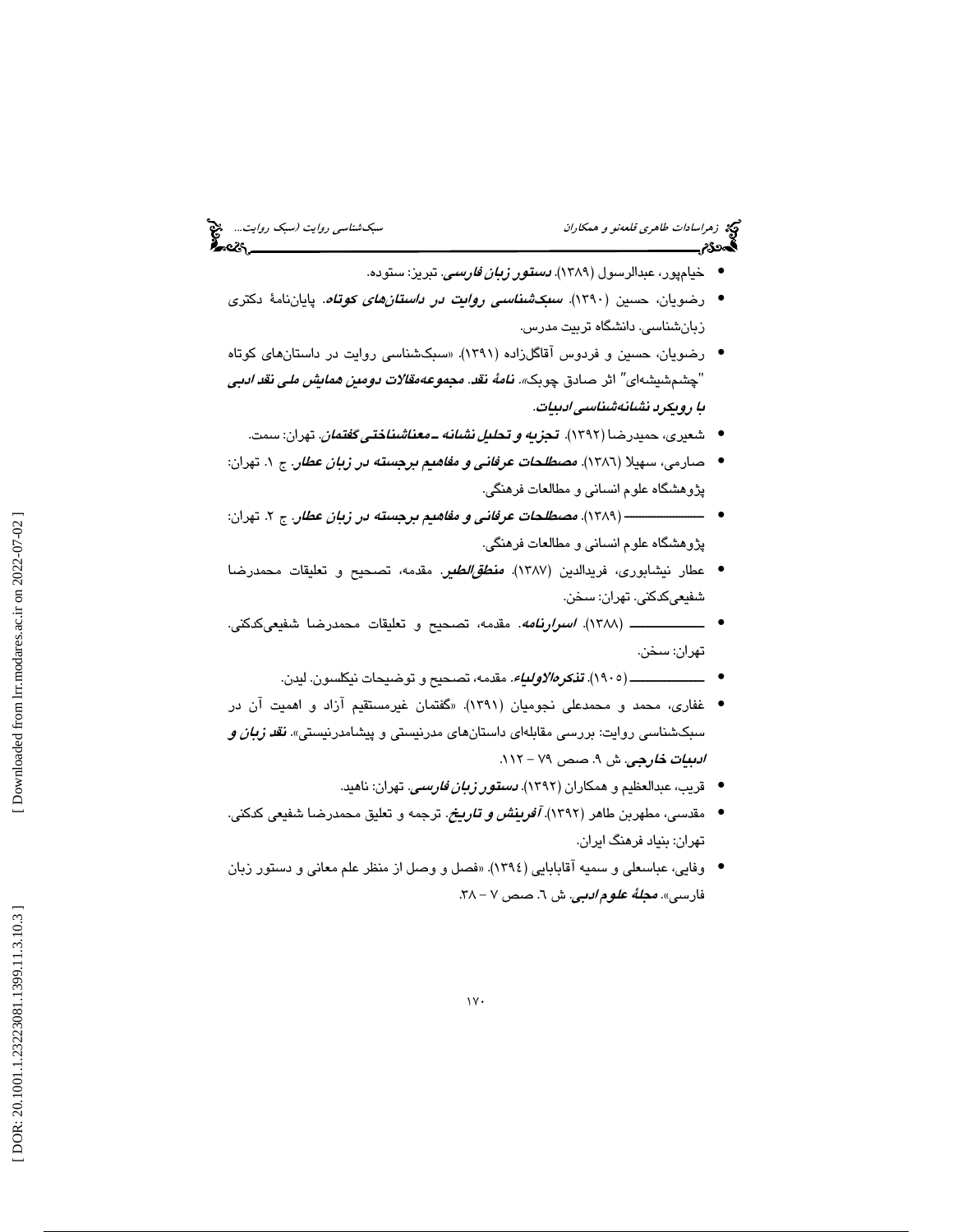- خیام‌پور، عبدالرسول (۱۳۸۹). ***دستور زبان فارسی***. تبریز: ستوده.
- رضویان، حسین (۱۳۹۰). ***سبک‌شناسی روایت در داستان‌های کوتاه***. پایان‌نامهٔ دکتری زبان‌شناسی. دانشگاه تربیت مدرس.
- رضویان، حسین و فردوس آقاگل‌زاده (۱۳۹۱). «سبک‌شناسی روایت در داستان‌های کوتاه "چشم‌شیشه‌ای" اثر صادق چوبک». ***نامهٔ نقد. مجموعه‌مقالات دومین همایش ملی نقد ادبی با رویکرد نشانه‌شناسی ادبیات***.
- شعیری، حمیدرضا (۱۳۹۲). ***تجزیه و تحلیل نشانه ـ معناشناختی گفتمان***. تهران: سمت.
- صارمی، سهیلا (۱۳۸۶). ***مصطلحات عرفانی و مفاهیم برجسته در زبان عطار***. ج ۱. تهران: پژوهشگاه علوم انسانی و مطالعات فرهنگی.
- ــــــــــــ (۱۳۸۹). ***مصطلحات عرفانی و مفاهیم برجسته در زبان عطار***. ج ۲. تهران: پژوهشگاه علوم انسانی و مطالعات فرهنگی.
- عطار نیشابوری، فریدالدین (۱۳۸۷). ***منطق‌الطیر***. مقدمه، تصحیح و تعلیقات محمدرضا شفیعی‌کدکنی. تهران: سخن.
- ــــــــــــ (۱۳۸۸). ***اسرارنامه***. مقدمه، تصحیح و تعلیقات محمدرضا شفیعی‌کدکنی. تهران: سخن.
- ــــــــــــ (۱۹۰۵). ***تذکرةالاولیاء***. مقدمه، تصحیح و توضیحات نیکلسون. لیدن.
- غفاری، محمد و محمدعلی نجومیان (۱۳۹۱). «گفتمان غیرمستقیم آزاد و اهمیت آن در سبک‌شناسی روایت: بررسی مقابله‌ای داستان‌های مدرنیستی و پیشامدرنیستی». ***نقد زبان و ادبیات خارجی***. ش ۹. صص ۷۹ – ۱۱۲.
- قریب، عبدالعظیم و همکاران (۱۳۹۲). ***دستور زبان فارسی***. تهران: ناهید.
- مقدسی، مطهربن طاهر (۱۳۹۲). ***آفرینش و تاریخ***. ترجمه و تعلیق محمدرضا شفیعی کدکنی. تهران: بنیاد فرهنگ ایران.
- وفایی، عباسعلی و سمیه آقابابایی (۱۳۹٤). «فصل و وصل از منظر علم معانی و دستور زبان فارسی». ***مجلهٔ علوم ادبی***. ش ٦. صص ۷ – ۳۸.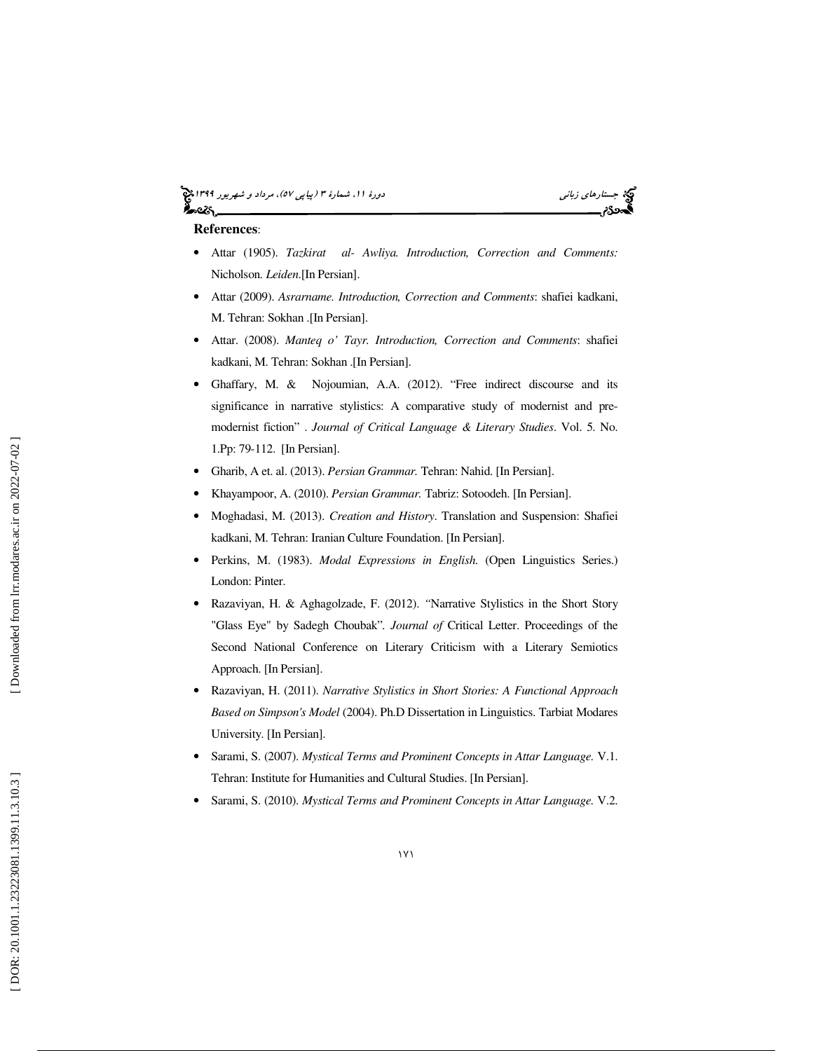**References**:

- Attar (1905). *Tazkirat al- Awliya. Introduction, Correction and Comments:* Nicholson. *Leiden*.[In Persian].
- Attar (2009). *Asrarname. Introduction, Correction and Comments*: shafiei kadkani, M. Tehran: Sokhan .[In Persian].
- Attar. (2008). *Manteq o' Tayr. Introduction, Correction and Comments*: shafiei kadkani, M. Tehran: Sokhan .[In Persian].
- Ghaffary, M. & Nojoumian, A.A. (2012). "Free indirect discourse and its significance in narrative stylistics: A comparative study of modernist and pre-modernist fiction" . *Journal of Critical Language & Literary Studies*. Vol. 5. No. 1.Pp: 79-112. [In Persian].
- Gharib, A et. al. (2013). *Persian Grammar.* Tehran: Nahid. [In Persian].
- Khayampoor, A. (2010). *Persian Grammar.* Tabriz: Sotoodeh. [In Persian].
- Moghadasi, M. (2013). *Creation and History*. Translation and Suspension: Shafiei kadkani, M. Tehran: Iranian Culture Foundation. [In Persian].
- Perkins, M. (1983). *Modal Expressions in English.* (Open Linguistics Series.) London: Pinter.
- Razaviyan, H. & Aghagolzade, F. (2012). "Narrative Stylistics in the Short Story "Glass Eye" by Sadegh Choubak". *Journal of* Critical Letter. Proceedings of the Second National Conference on Literary Criticism with a Literary Semiotics Approach. [In Persian].
- Razaviyan, H. (2011). *Narrative Stylistics in Short Stories: A Functional Approach Based on Simpson's Model* (2004). Ph.D Dissertation in Linguistics. Tarbiat Modares University. [In Persian].
- Sarami, S. (2007). *Mystical Terms and Prominent Concepts in Attar Language.* V.1. Tehran: Institute for Humanities and Cultural Studies. [In Persian].
- Sarami, S. (2010). *Mystical Terms and Prominent Concepts in Attar Language.* V.2.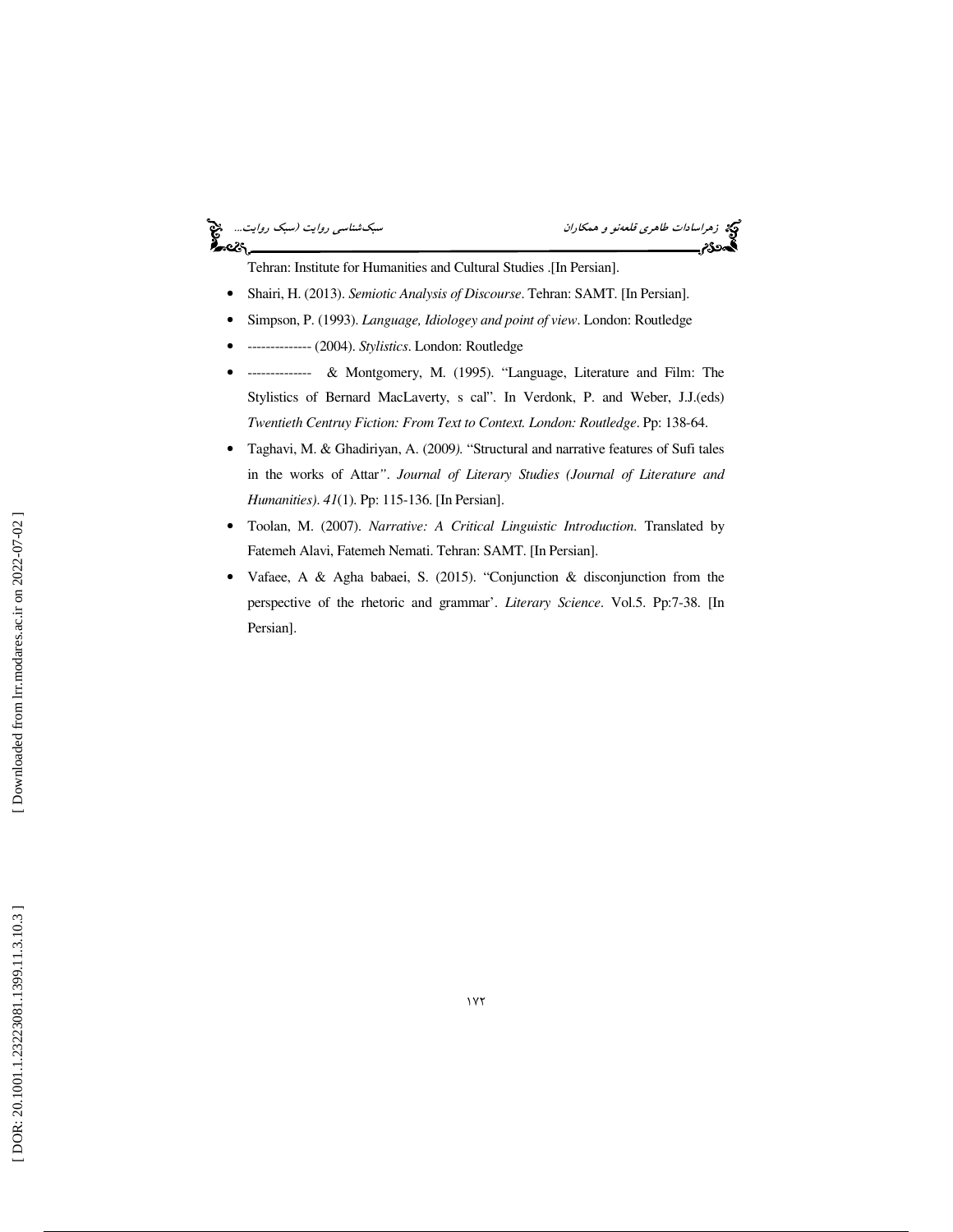Tehran: Institute for Humanities and Cultural Studies .[In Persian].

- Shairi, H. (2013). *Semiotic Analysis of Discourse*. Tehran: SAMT. [In Persian].
- Simpson, P. (1993). *Language, Idiologey and point of view*. London: Routledge
- -------------- (2004). *Stylistics*. London: Routledge
- -------------- & Montgomery, M. (1995). "Language, Literature and Film: The Stylistics of Bernard MacLaverty, s cal". In Verdonk, P. and Weber, J.J.(eds) *Twentieth Centruy Fiction: From Text to Context. London: Routledge*. Pp: 138-64.
- Taghavi, M. & Ghadiriyan, A. (2009*).* "Structural and narrative features of Sufi tales in the works of Attar*". Journal of Literary Studies (Journal of Literature and Humanities)*. *41*(1). Pp: 115-136. [In Persian].
- Toolan, M. (2007). *Narrative: A Critical Linguistic Introduction*. Translated by Fatemeh Alavi, Fatemeh Nemati. Tehran: SAMT. [In Persian].
- Vafaee, A & Agha babaei, S. (2015). "Conjunction & disconjunction from the perspective of the rhetoric and grammar'. *Literary Science*. Vol.5. Pp:7-38. [In Persian].